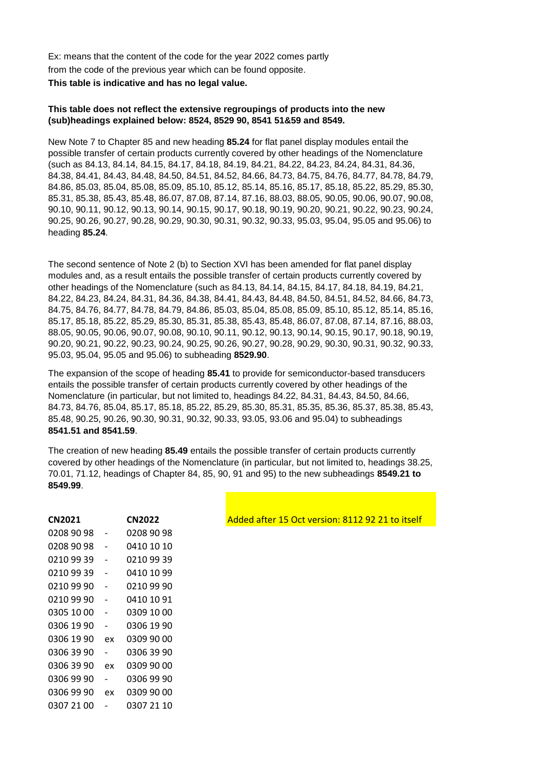Ex: means that the content of the code for the year 2022 comes partly from the code of the previous year which can be found opposite.

**This table is indicative and has no legal value.**

**This table does not reflect the extensive regroupings of products into the new (sub)headings explained below: 8524, 8529 90, 8541 51&59 and 8549.**

New Note 7 to Chapter 85 and new heading **85.24** for flat panel display modules entail the possible transfer of certain products currently covered by other headings of the Nomenclature (such as 84.13, 84.14, 84.15, 84.17, 84.18, 84.19, 84.21, 84.22, 84.23, 84.24, 84.31, 84.36, 84.38, 84.41, 84.43, 84.48, 84.50, 84.51, 84.52, 84.66, 84.73, 84.75, 84.76, 84.77, 84.78, 84.79, 84.86, 85.03, 85.04, 85.08, 85.09, 85.10, 85.12, 85.14, 85.16, 85.17, 85.18, 85.22, 85.29, 85.30, 85.31, 85.38, 85.43, 85.48, 86.07, 87.08, 87.14, 87.16, 88.03, 88.05, 90.05, 90.06, 90.07, 90.08, 90.10, 90.11, 90.12, 90.13, 90.14, 90.15, 90.17, 90.18, 90.19, 90.20, 90.21, 90.22, 90.23, 90.24, 90.25, 90.26, 90.27, 90.28, 90.29, 90.30, 90.31, 90.32, 90.33, 95.03, 95.04, 95.05 and 95.06) to heading **85.24**.

The second sentence of Note 2 (b) to Section XVI has been amended for flat panel display modules and, as a result entails the possible transfer of certain products currently covered by other headings of the Nomenclature (such as 84.13, 84.14, 84.15, 84.17, 84.18, 84.19, 84.21, 84.22, 84.23, 84.24, 84.31, 84.36, 84.38, 84.41, 84.43, 84.48, 84.50, 84.51, 84.52, 84.66, 84.73, 84.75, 84.76, 84.77, 84.78, 84.79, 84.86, 85.03, 85.04, 85.08, 85.09, 85.10, 85.12, 85.14, 85.16, 85.17, 85.18, 85.22, 85.29, 85.30, 85.31, 85.38, 85.43, 85.48, 86.07, 87.08, 87.14, 87.16, 88.03, 88.05, 90.05, 90.06, 90.07, 90.08, 90.10, 90.11, 90.12, 90.13, 90.14, 90.15, 90.17, 90.18, 90.19, 90.20, 90.21, 90.22, 90.23, 90.24, 90.25, 90.26, 90.27, 90.28, 90.29, 90.30, 90.31, 90.32, 90.33, 95.03, 95.04, 95.05 and 95.06) to subheading **8529.90**.

The expansion of the scope of heading **85.41** to provide for semiconductor-based transducers entails the possible transfer of certain products currently covered by other headings of the Nomenclature (in particular, but not limited to, headings 84.22, 84.31, 84.43, 84.50, 84.66, 84.73, 84.76, 85.04, 85.17, 85.18, 85.22, 85.29, 85.30, 85.31, 85.35, 85.36, 85.37, 85.38, 85.43, 85.48, 90.25, 90.26, 90.30, 90.31, 90.32, 90.33, 93.05, 93.06 and 95.04) to subheadings **8541.51 and 8541.59**.

The creation of new heading **85.49** entails the possible transfer of certain products currently covered by other headings of the Nomenclature (in particular, but not limited to, headings 38.25, 70.01, 71.12, headings of Chapter 84, 85, 90, 91 and 95) to the new subheadings **8549.21 to 8549.99**.

Added after 15 Oct version: 8112 92 21 to itself

| CN2021 | | CN2022 |
|---|---|---|
| 0208 90 98 | - | 0208 90 98 |
| 0208 90 98 | - | 0410 10 10 |
| 0210 99 39 | - | 0210 99 39 |
| 0210 99 39 | - | 0410 10 99 |
| 0210 99 90 | - | 0210 99 90 |
| 0210 99 90 | - | 0410 10 91 |
| 0305 10 00 | - | 0309 10 00 |
| 0306 19 90 | - | 0306 19 90 |
| 0306 19 90 | ex | 0309 90 00 |
| 0306 39 90 | - | 0306 39 90 |
| 0306 39 90 | ex | 0309 90 00 |
| 0306 99 90 | - | 0306 99 90 |
| 0306 99 90 | ex | 0309 90 00 |
| 0307 21 00 | - | 0307 21 10 |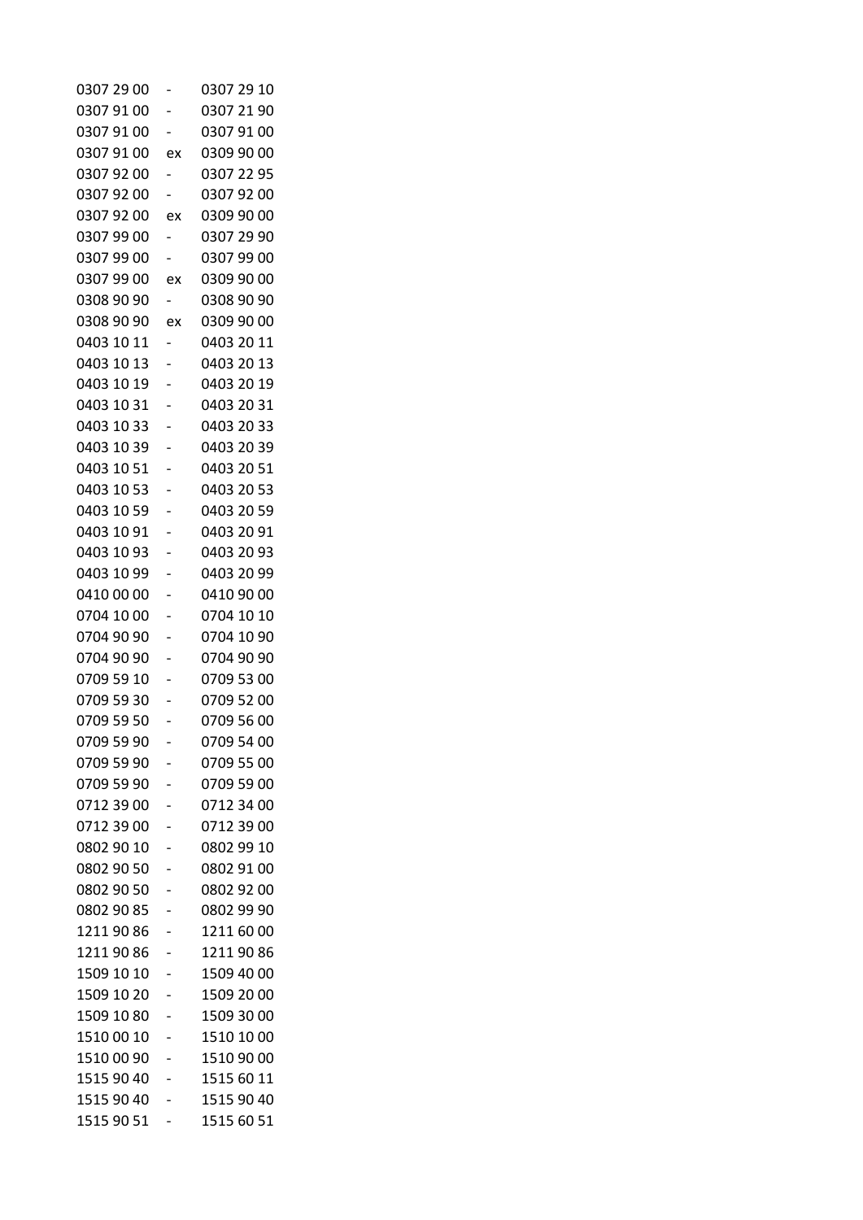| | | |
|---|---|---|
| 0307 29 00 | - | 0307 29 10 |
| 0307 91 00 | - | 0307 21 90 |
| 0307 91 00 | - | 0307 91 00 |
| 0307 91 00 | ex | 0309 90 00 |
| 0307 92 00 | - | 0307 22 95 |
| 0307 92 00 | - | 0307 92 00 |
| 0307 92 00 | ex | 0309 90 00 |
| 0307 99 00 | - | 0307 29 90 |
| 0307 99 00 | - | 0307 99 00 |
| 0307 99 00 | ex | 0309 90 00 |
| 0308 90 90 | - | 0308 90 90 |
| 0308 90 90 | ex | 0309 90 00 |
| 0403 10 11 | - | 0403 20 11 |
| 0403 10 13 | - | 0403 20 13 |
| 0403 10 19 | - | 0403 20 19 |
| 0403 10 31 | - | 0403 20 31 |
| 0403 10 33 | - | 0403 20 33 |
| 0403 10 39 | - | 0403 20 39 |
| 0403 10 51 | - | 0403 20 51 |
| 0403 10 53 | - | 0403 20 53 |
| 0403 10 59 | - | 0403 20 59 |
| 0403 10 91 | - | 0403 20 91 |
| 0403 10 93 | - | 0403 20 93 |
| 0403 10 99 | - | 0403 20 99 |
| 0410 00 00 | - | 0410 90 00 |
| 0704 10 00 | - | 0704 10 10 |
| 0704 90 90 | - | 0704 10 90 |
| 0704 90 90 | - | 0704 90 90 |
| 0709 59 10 | - | 0709 53 00 |
| 0709 59 30 | - | 0709 52 00 |
| 0709 59 50 | - | 0709 56 00 |
| 0709 59 90 | - | 0709 54 00 |
| 0709 59 90 | - | 0709 55 00 |
| 0709 59 90 | - | 0709 59 00 |
| 0712 39 00 | - | 0712 34 00 |
| 0712 39 00 | - | 0712 39 00 |
| 0802 90 10 | - | 0802 99 10 |
| 0802 90 50 | - | 0802 91 00 |
| 0802 90 50 | - | 0802 92 00 |
| 0802 90 85 | - | 0802 99 90 |
| 1211 90 86 | - | 1211 60 00 |
| 1211 90 86 | - | 1211 90 86 |
| 1509 10 10 | - | 1509 40 00 |
| 1509 10 20 | - | 1509 20 00 |
| 1509 10 80 | - | 1509 30 00 |
| 1510 00 10 | - | 1510 10 00 |
| 1510 00 90 | - | 1510 90 00 |
| 1515 90 40 | - | 1515 60 11 |
| 1515 90 40 | - | 1515 90 40 |
| 1515 90 51 | - | 1515 60 51 |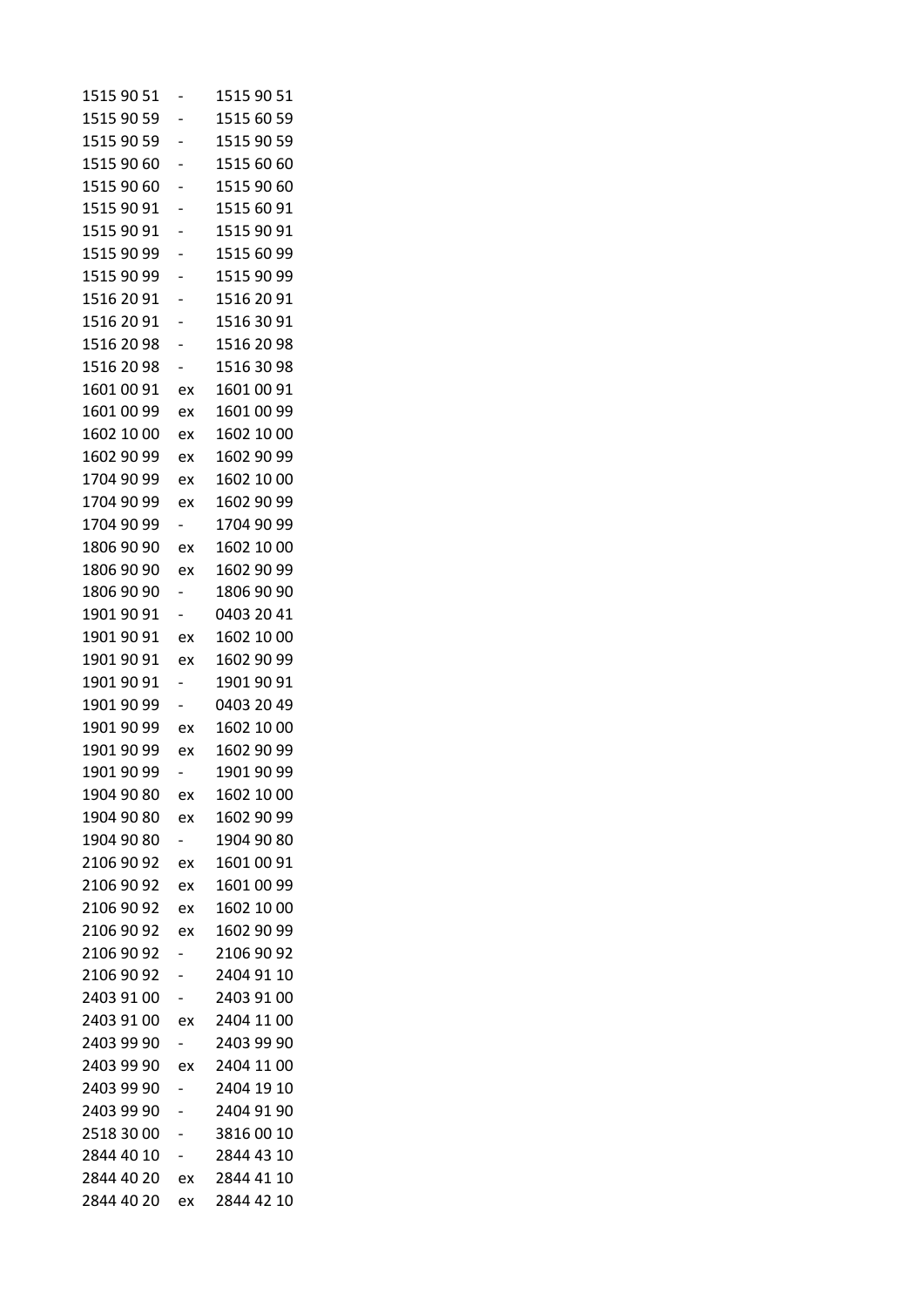| | | |
|---|---|---|
| 1515 90 51 | - | 1515 90 51 |
| 1515 90 59 | - | 1515 60 59 |
| 1515 90 59 | - | 1515 90 59 |
| 1515 90 60 | - | 1515 60 60 |
| 1515 90 60 | - | 1515 90 60 |
| 1515 90 91 | - | 1515 60 91 |
| 1515 90 91 | - | 1515 90 91 |
| 1515 90 99 | - | 1515 60 99 |
| 1515 90 99 | - | 1515 90 99 |
| 1516 20 91 | - | 1516 20 91 |
| 1516 20 91 | - | 1516 30 91 |
| 1516 20 98 | - | 1516 20 98 |
| 1516 20 98 | - | 1516 30 98 |
| 1601 00 91 | ex | 1601 00 91 |
| 1601 00 99 | ex | 1601 00 99 |
| 1602 10 00 | ex | 1602 10 00 |
| 1602 90 99 | ex | 1602 90 99 |
| 1704 90 99 | ex | 1602 10 00 |
| 1704 90 99 | ex | 1602 90 99 |
| 1704 90 99 | - | 1704 90 99 |
| 1806 90 90 | ex | 1602 10 00 |
| 1806 90 90 | ex | 1602 90 99 |
| 1806 90 90 | - | 1806 90 90 |
| 1901 90 91 | - | 0403 20 41 |
| 1901 90 91 | ex | 1602 10 00 |
| 1901 90 91 | ex | 1602 90 99 |
| 1901 90 91 | - | 1901 90 91 |
| 1901 90 99 | - | 0403 20 49 |
| 1901 90 99 | ex | 1602 10 00 |
| 1901 90 99 | ex | 1602 90 99 |
| 1901 90 99 | - | 1901 90 99 |
| 1904 90 80 | ex | 1602 10 00 |
| 1904 90 80 | ex | 1602 90 99 |
| 1904 90 80 | - | 1904 90 80 |
| 2106 90 92 | ex | 1601 00 91 |
| 2106 90 92 | ex | 1601 00 99 |
| 2106 90 92 | ex | 1602 10 00 |
| 2106 90 92 | ex | 1602 90 99 |
| 2106 90 92 | - | 2106 90 92 |
| 2106 90 92 | - | 2404 91 10 |
| 2403 91 00 | - | 2403 91 00 |
| 2403 91 00 | ex | 2404 11 00 |
| 2403 99 90 | - | 2403 99 90 |
| 2403 99 90 | ex | 2404 11 00 |
| 2403 99 90 | - | 2404 19 10 |
| 2403 99 90 | - | 2404 91 90 |
| 2518 30 00 | - | 3816 00 10 |
| 2844 40 10 | - | 2844 43 10 |
| 2844 40 20 | ex | 2844 41 10 |
| 2844 40 20 | ex | 2844 42 10 |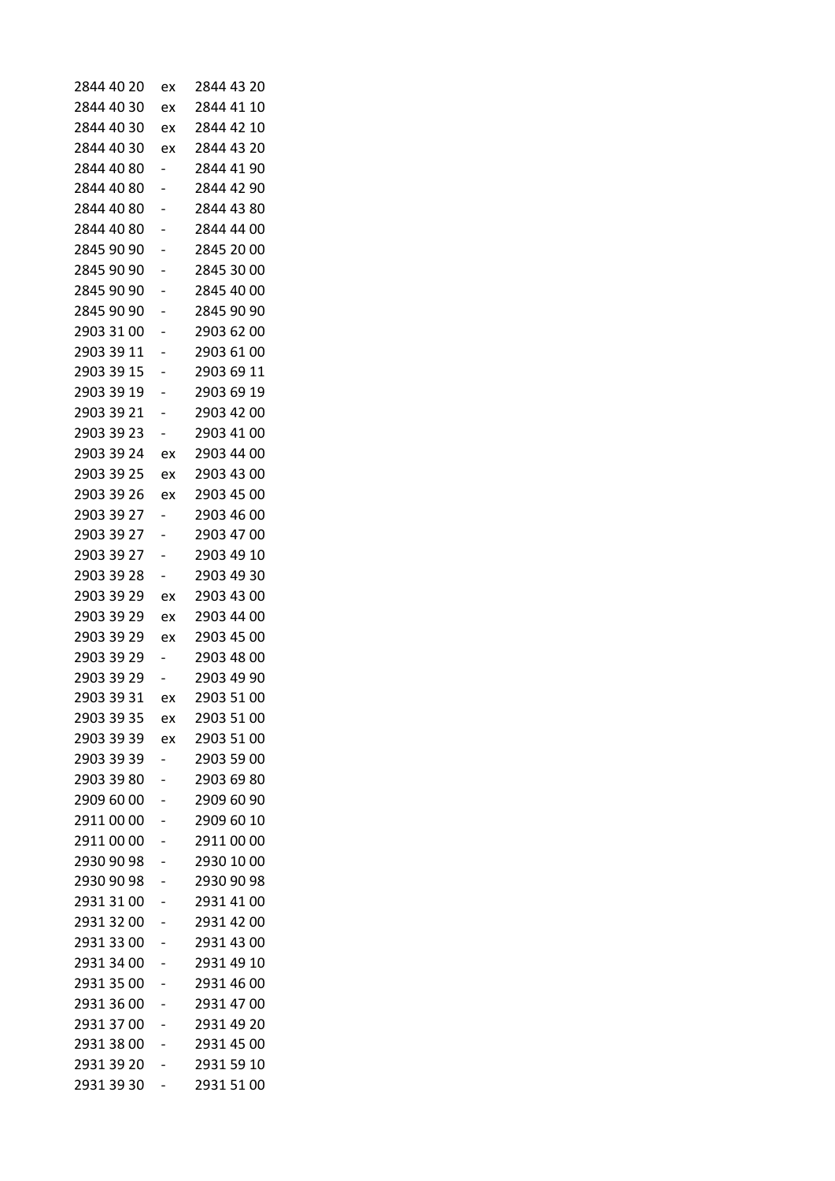| | | |
|---|---|---|
| 2844 40 20 | ex | 2844 43 20 |
| 2844 40 30 | ex | 2844 41 10 |
| 2844 40 30 | ex | 2844 42 10 |
| 2844 40 30 | ex | 2844 43 20 |
| 2844 40 80 | - | 2844 41 90 |
| 2844 40 80 | - | 2844 42 90 |
| 2844 40 80 | - | 2844 43 80 |
| 2844 40 80 | - | 2844 44 00 |
| 2845 90 90 | - | 2845 20 00 |
| 2845 90 90 | - | 2845 30 00 |
| 2845 90 90 | - | 2845 40 00 |
| 2845 90 90 | - | 2845 90 90 |
| 2903 31 00 | - | 2903 62 00 |
| 2903 39 11 | - | 2903 61 00 |
| 2903 39 15 | - | 2903 69 11 |
| 2903 39 19 | - | 2903 69 19 |
| 2903 39 21 | - | 2903 42 00 |
| 2903 39 23 | - | 2903 41 00 |
| 2903 39 24 | ex | 2903 44 00 |
| 2903 39 25 | ex | 2903 43 00 |
| 2903 39 26 | ex | 2903 45 00 |
| 2903 39 27 | - | 2903 46 00 |
| 2903 39 27 | - | 2903 47 00 |
| 2903 39 27 | - | 2903 49 10 |
| 2903 39 28 | - | 2903 49 30 |
| 2903 39 29 | ex | 2903 43 00 |
| 2903 39 29 | ex | 2903 44 00 |
| 2903 39 29 | ex | 2903 45 00 |
| 2903 39 29 | - | 2903 48 00 |
| 2903 39 29 | - | 2903 49 90 |
| 2903 39 31 | ex | 2903 51 00 |
| 2903 39 35 | ex | 2903 51 00 |
| 2903 39 39 | ex | 2903 51 00 |
| 2903 39 39 | - | 2903 59 00 |
| 2903 39 80 | - | 2903 69 80 |
| 2909 60 00 | - | 2909 60 90 |
| 2911 00 00 | - | 2909 60 10 |
| 2911 00 00 | - | 2911 00 00 |
| 2930 90 98 | - | 2930 10 00 |
| 2930 90 98 | - | 2930 90 98 |
| 2931 31 00 | - | 2931 41 00 |
| 2931 32 00 | - | 2931 42 00 |
| 2931 33 00 | - | 2931 43 00 |
| 2931 34 00 | - | 2931 49 10 |
| 2931 35 00 | - | 2931 46 00 |
| 2931 36 00 | - | 2931 47 00 |
| 2931 37 00 | - | 2931 49 20 |
| 2931 38 00 | - | 2931 45 00 |
| 2931 39 20 | - | 2931 59 10 |
| 2931 39 30 | - | 2931 51 00 |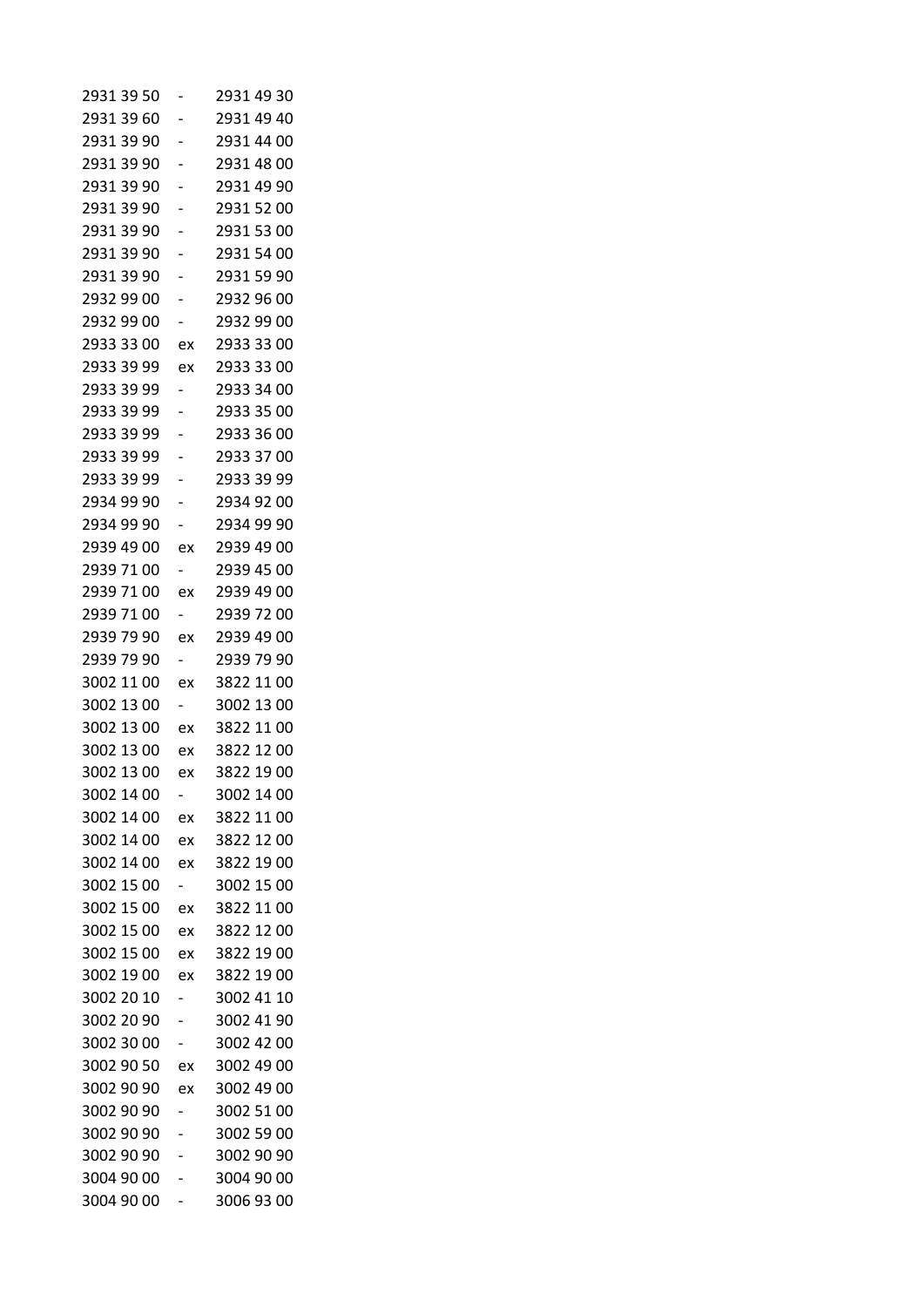| | | |
|---|---|---|
| 2931 39 50 | - | 2931 49 30 |
| 2931 39 60 | - | 2931 49 40 |
| 2931 39 90 | - | 2931 44 00 |
| 2931 39 90 | - | 2931 48 00 |
| 2931 39 90 | - | 2931 49 90 |
| 2931 39 90 | - | 2931 52 00 |
| 2931 39 90 | - | 2931 53 00 |
| 2931 39 90 | - | 2931 54 00 |
| 2931 39 90 | - | 2931 59 90 |
| 2932 99 00 | - | 2932 96 00 |
| 2932 99 00 | - | 2932 99 00 |
| 2933 33 00 | ex | 2933 33 00 |
| 2933 39 99 | ex | 2933 33 00 |
| 2933 39 99 | - | 2933 34 00 |
| 2933 39 99 | - | 2933 35 00 |
| 2933 39 99 | - | 2933 36 00 |
| 2933 39 99 | - | 2933 37 00 |
| 2933 39 99 | - | 2933 39 99 |
| 2934 99 90 | - | 2934 92 00 |
| 2934 99 90 | - | 2934 99 90 |
| 2939 49 00 | ex | 2939 49 00 |
| 2939 71 00 | - | 2939 45 00 |
| 2939 71 00 | ex | 2939 49 00 |
| 2939 71 00 | - | 2939 72 00 |
| 2939 79 90 | ex | 2939 49 00 |
| 2939 79 90 | - | 2939 79 90 |
| 3002 11 00 | ex | 3822 11 00 |
| 3002 13 00 | - | 3002 13 00 |
| 3002 13 00 | ex | 3822 11 00 |
| 3002 13 00 | ex | 3822 12 00 |
| 3002 13 00 | ex | 3822 19 00 |
| 3002 14 00 | - | 3002 14 00 |
| 3002 14 00 | ex | 3822 11 00 |
| 3002 14 00 | ex | 3822 12 00 |
| 3002 14 00 | ex | 3822 19 00 |
| 3002 15 00 | - | 3002 15 00 |
| 3002 15 00 | ex | 3822 11 00 |
| 3002 15 00 | ex | 3822 12 00 |
| 3002 15 00 | ex | 3822 19 00 |
| 3002 19 00 | ex | 3822 19 00 |
| 3002 20 10 | - | 3002 41 10 |
| 3002 20 90 | - | 3002 41 90 |
| 3002 30 00 | - | 3002 42 00 |
| 3002 90 50 | ex | 3002 49 00 |
| 3002 90 90 | ex | 3002 49 00 |
| 3002 90 90 | - | 3002 51 00 |
| 3002 90 90 | - | 3002 59 00 |
| 3002 90 90 | - | 3002 90 90 |
| 3004 90 00 | - | 3004 90 00 |
| 3004 90 00 | - | 3006 93 00 |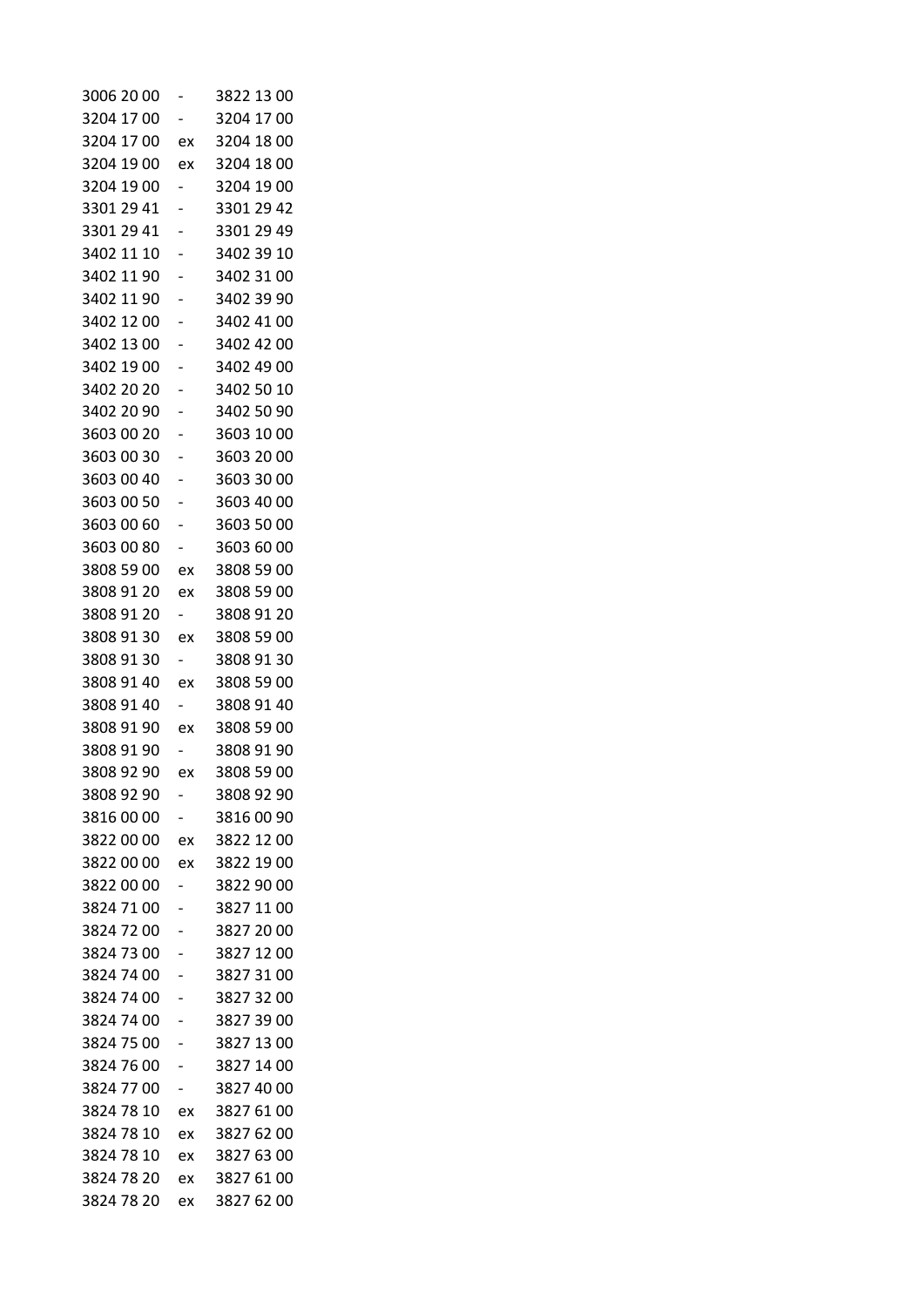| | | |
|---|---|---|
| 3006 20 00 | - | 3822 13 00 |
| 3204 17 00 | - | 3204 17 00 |
| 3204 17 00 | ex | 3204 18 00 |
| 3204 19 00 | ex | 3204 18 00 |
| 3204 19 00 | - | 3204 19 00 |
| 3301 29 41 | - | 3301 29 42 |
| 3301 29 41 | - | 3301 29 49 |
| 3402 11 10 | - | 3402 39 10 |
| 3402 11 90 | - | 3402 31 00 |
| 3402 11 90 | - | 3402 39 90 |
| 3402 12 00 | - | 3402 41 00 |
| 3402 13 00 | - | 3402 42 00 |
| 3402 19 00 | - | 3402 49 00 |
| 3402 20 20 | - | 3402 50 10 |
| 3402 20 90 | - | 3402 50 90 |
| 3603 00 20 | - | 3603 10 00 |
| 3603 00 30 | - | 3603 20 00 |
| 3603 00 40 | - | 3603 30 00 |
| 3603 00 50 | - | 3603 40 00 |
| 3603 00 60 | - | 3603 50 00 |
| 3603 00 80 | - | 3603 60 00 |
| 3808 59 00 | ex | 3808 59 00 |
| 3808 91 20 | ex | 3808 59 00 |
| 3808 91 20 | - | 3808 91 20 |
| 3808 91 30 | ex | 3808 59 00 |
| 3808 91 30 | - | 3808 91 30 |
| 3808 91 40 | ex | 3808 59 00 |
| 3808 91 40 | - | 3808 91 40 |
| 3808 91 90 | ex | 3808 59 00 |
| 3808 91 90 | - | 3808 91 90 |
| 3808 92 90 | ex | 3808 59 00 |
| 3808 92 90 | - | 3808 92 90 |
| 3816 00 00 | - | 3816 00 90 |
| 3822 00 00 | ex | 3822 12 00 |
| 3822 00 00 | ex | 3822 19 00 |
| 3822 00 00 | - | 3822 90 00 |
| 3824 71 00 | - | 3827 11 00 |
| 3824 72 00 | - | 3827 20 00 |
| 3824 73 00 | - | 3827 12 00 |
| 3824 74 00 | - | 3827 31 00 |
| 3824 74 00 | - | 3827 32 00 |
| 3824 74 00 | - | 3827 39 00 |
| 3824 75 00 | - | 3827 13 00 |
| 3824 76 00 | - | 3827 14 00 |
| 3824 77 00 | - | 3827 40 00 |
| 3824 78 10 | ex | 3827 61 00 |
| 3824 78 10 | ex | 3827 62 00 |
| 3824 78 10 | ex | 3827 63 00 |
| 3824 78 20 | ex | 3827 61 00 |
| 3824 78 20 | ex | 3827 62 00 |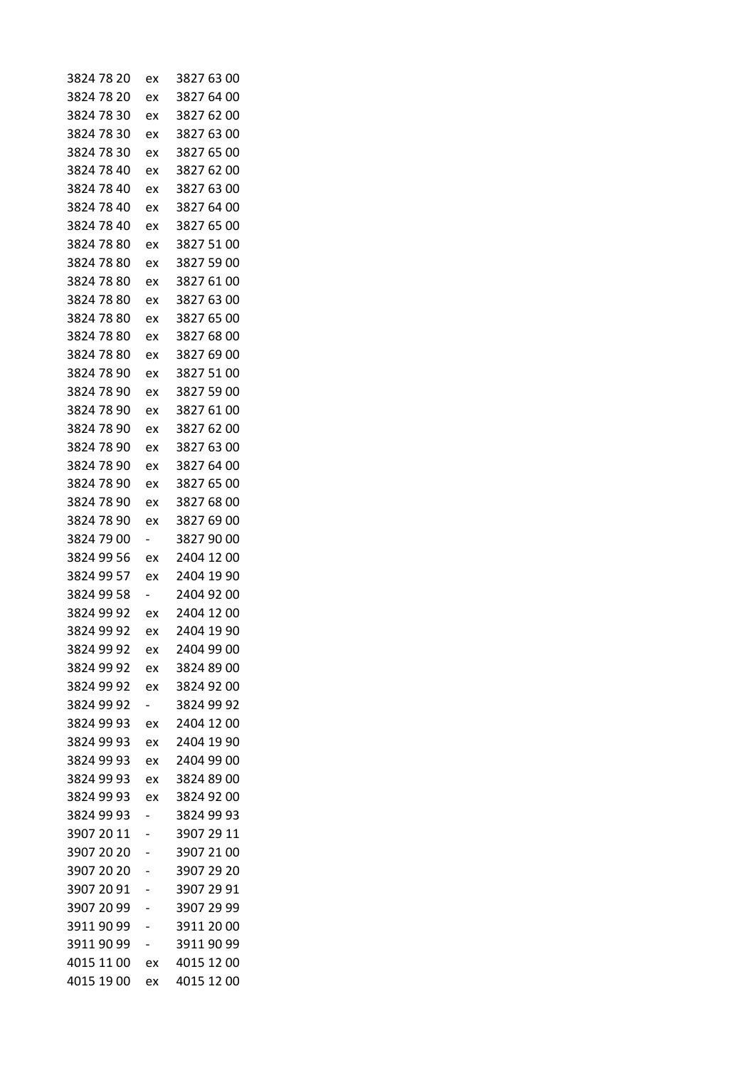| | | |
|---|---|---|
| 3824 78 20 | ex | 3827 63 00 |
| 3824 78 20 | ex | 3827 64 00 |
| 3824 78 30 | ex | 3827 62 00 |
| 3824 78 30 | ex | 3827 63 00 |
| 3824 78 30 | ex | 3827 65 00 |
| 3824 78 40 | ex | 3827 62 00 |
| 3824 78 40 | ex | 3827 63 00 |
| 3824 78 40 | ex | 3827 64 00 |
| 3824 78 40 | ex | 3827 65 00 |
| 3824 78 80 | ex | 3827 51 00 |
| 3824 78 80 | ex | 3827 59 00 |
| 3824 78 80 | ex | 3827 61 00 |
| 3824 78 80 | ex | 3827 63 00 |
| 3824 78 80 | ex | 3827 65 00 |
| 3824 78 80 | ex | 3827 68 00 |
| 3824 78 80 | ex | 3827 69 00 |
| 3824 78 90 | ex | 3827 51 00 |
| 3824 78 90 | ex | 3827 59 00 |
| 3824 78 90 | ex | 3827 61 00 |
| 3824 78 90 | ex | 3827 62 00 |
| 3824 78 90 | ex | 3827 63 00 |
| 3824 78 90 | ex | 3827 64 00 |
| 3824 78 90 | ex | 3827 65 00 |
| 3824 78 90 | ex | 3827 68 00 |
| 3824 78 90 | ex | 3827 69 00 |
| 3824 79 00 | - | 3827 90 00 |
| 3824 99 56 | ex | 2404 12 00 |
| 3824 99 57 | ex | 2404 19 90 |
| 3824 99 58 | - | 2404 92 00 |
| 3824 99 92 | ex | 2404 12 00 |
| 3824 99 92 | ex | 2404 19 90 |
| 3824 99 92 | ex | 2404 99 00 |
| 3824 99 92 | ex | 3824 89 00 |
| 3824 99 92 | ex | 3824 92 00 |
| 3824 99 92 | - | 3824 99 92 |
| 3824 99 93 | ex | 2404 12 00 |
| 3824 99 93 | ex | 2404 19 90 |
| 3824 99 93 | ex | 2404 99 00 |
| 3824 99 93 | ex | 3824 89 00 |
| 3824 99 93 | ex | 3824 92 00 |
| 3824 99 93 | - | 3824 99 93 |
| 3907 20 11 | - | 3907 29 11 |
| 3907 20 20 | - | 3907 21 00 |
| 3907 20 20 | - | 3907 29 20 |
| 3907 20 91 | - | 3907 29 91 |
| 3907 20 99 | - | 3907 29 99 |
| 3911 90 99 | - | 3911 20 00 |
| 3911 90 99 | - | 3911 90 99 |
| 4015 11 00 | ex | 4015 12 00 |
| 4015 19 00 | ex | 4015 12 00 |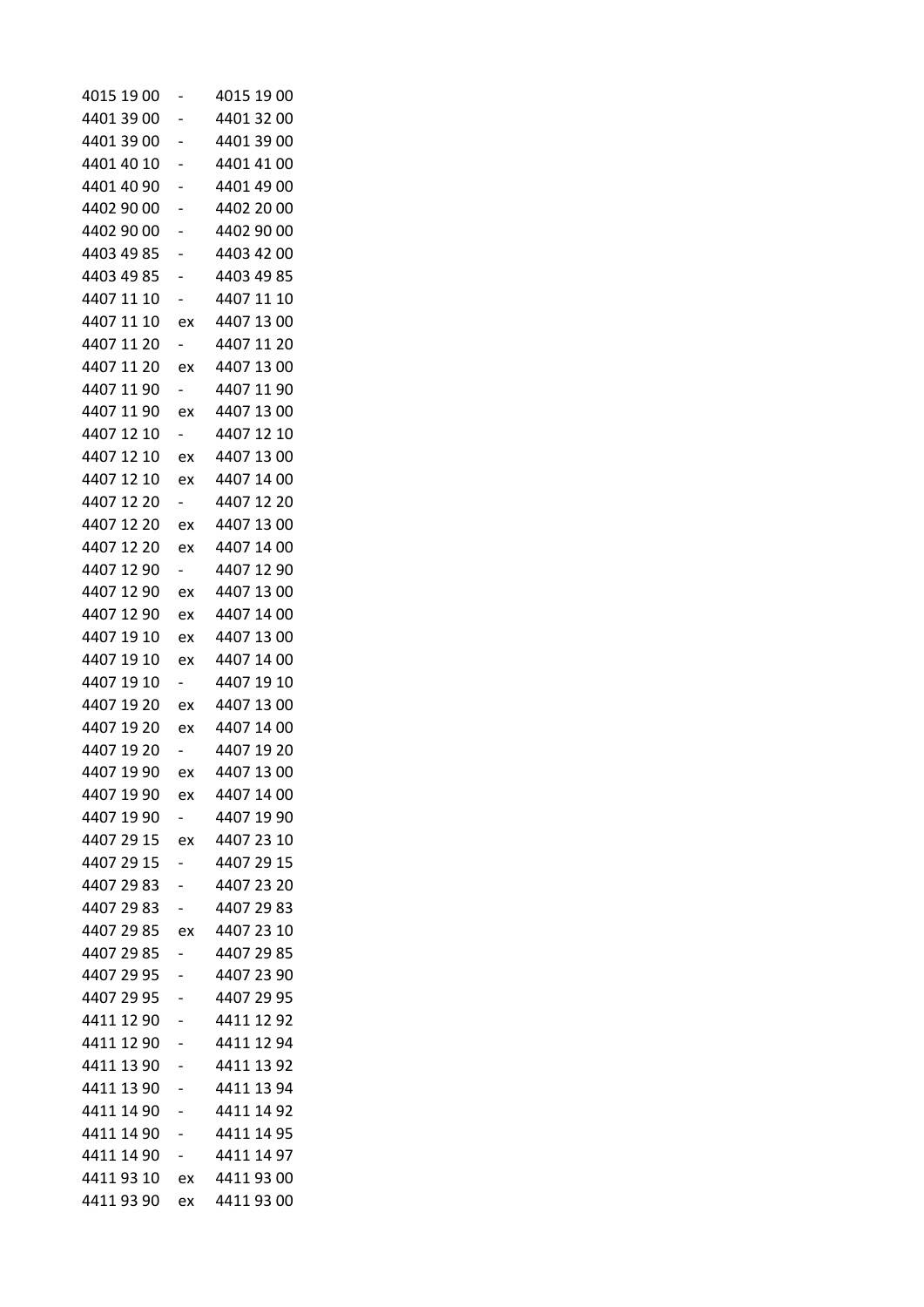| | | |
|---|---|---|
| 4015 19 00 | - | 4015 19 00 |
| 4401 39 00 | - | 4401 32 00 |
| 4401 39 00 | - | 4401 39 00 |
| 4401 40 10 | - | 4401 41 00 |
| 4401 40 90 | - | 4401 49 00 |
| 4402 90 00 | - | 4402 20 00 |
| 4402 90 00 | - | 4402 90 00 |
| 4403 49 85 | - | 4403 42 00 |
| 4403 49 85 | - | 4403 49 85 |
| 4407 11 10 | - | 4407 11 10 |
| 4407 11 10 | ex | 4407 13 00 |
| 4407 11 20 | - | 4407 11 20 |
| 4407 11 20 | ex | 4407 13 00 |
| 4407 11 90 | - | 4407 11 90 |
| 4407 11 90 | ex | 4407 13 00 |
| 4407 12 10 | - | 4407 12 10 |
| 4407 12 10 | ex | 4407 13 00 |
| 4407 12 10 | ex | 4407 14 00 |
| 4407 12 20 | - | 4407 12 20 |
| 4407 12 20 | ex | 4407 13 00 |
| 4407 12 20 | ex | 4407 14 00 |
| 4407 12 90 | - | 4407 12 90 |
| 4407 12 90 | ex | 4407 13 00 |
| 4407 12 90 | ex | 4407 14 00 |
| 4407 19 10 | ex | 4407 13 00 |
| 4407 19 10 | ex | 4407 14 00 |
| 4407 19 10 | - | 4407 19 10 |
| 4407 19 20 | ex | 4407 13 00 |
| 4407 19 20 | ex | 4407 14 00 |
| 4407 19 20 | - | 4407 19 20 |
| 4407 19 90 | ex | 4407 13 00 |
| 4407 19 90 | ex | 4407 14 00 |
| 4407 19 90 | - | 4407 19 90 |
| 4407 29 15 | ex | 4407 23 10 |
| 4407 29 15 | - | 4407 29 15 |
| 4407 29 83 | - | 4407 23 20 |
| 4407 29 83 | - | 4407 29 83 |
| 4407 29 85 | ex | 4407 23 10 |
| 4407 29 85 | - | 4407 29 85 |
| 4407 29 95 | - | 4407 23 90 |
| 4407 29 95 | - | 4407 29 95 |
| 4411 12 90 | - | 4411 12 92 |
| 4411 12 90 | - | 4411 12 94 |
| 4411 13 90 | - | 4411 13 92 |
| 4411 13 90 | - | 4411 13 94 |
| 4411 14 90 | - | 4411 14 92 |
| 4411 14 90 | - | 4411 14 95 |
| 4411 14 90 | - | 4411 14 97 |
| 4411 93 10 | ex | 4411 93 00 |
| 4411 93 90 | ex | 4411 93 00 |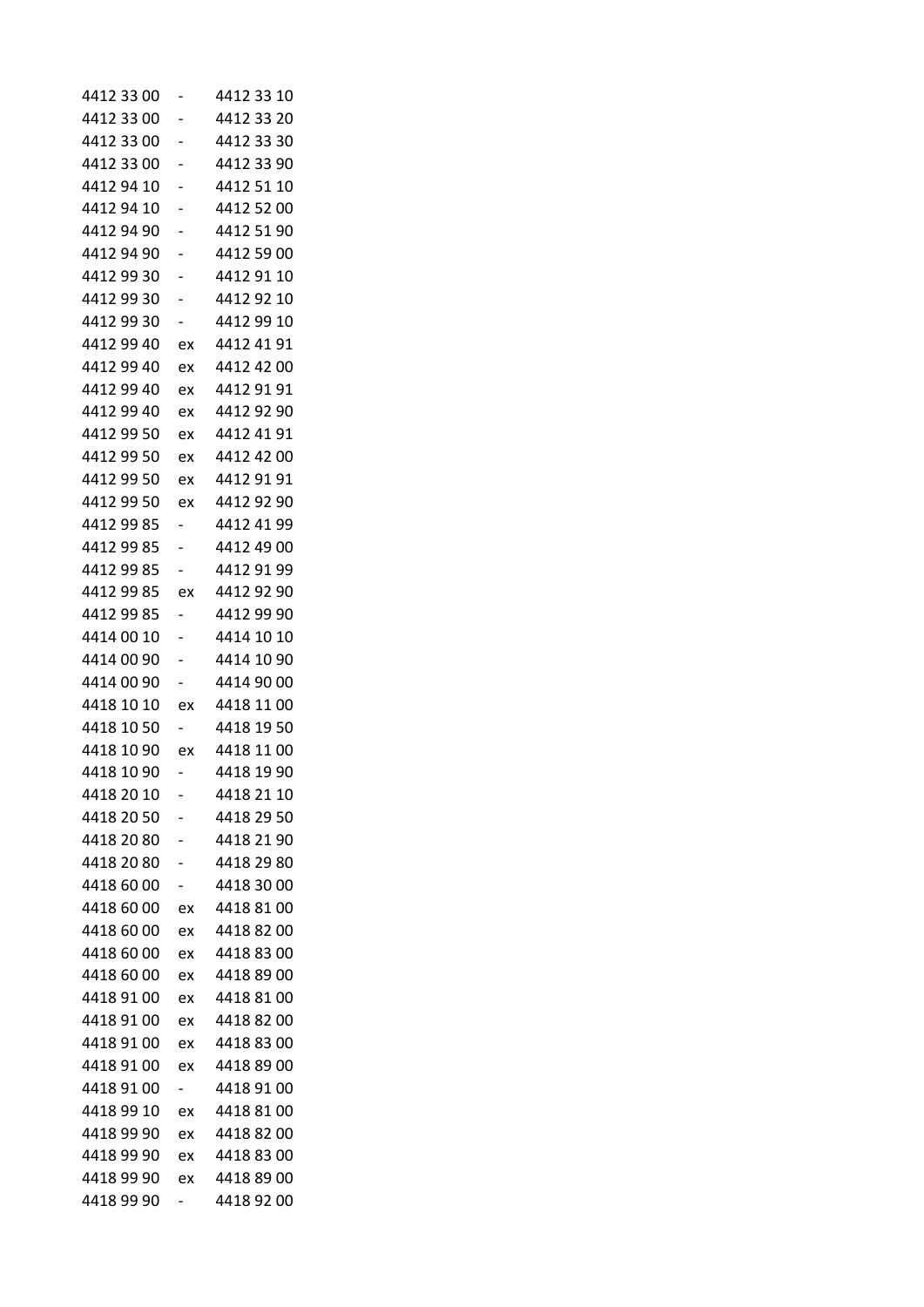| | | |
|---|---|---|
| 4412 33 00 | - | 4412 33 10 |
| 4412 33 00 | - | 4412 33 20 |
| 4412 33 00 | - | 4412 33 30 |
| 4412 33 00 | - | 4412 33 90 |
| 4412 94 10 | - | 4412 51 10 |
| 4412 94 10 | - | 4412 52 00 |
| 4412 94 90 | - | 4412 51 90 |
| 4412 94 90 | - | 4412 59 00 |
| 4412 99 30 | - | 4412 91 10 |
| 4412 99 30 | - | 4412 92 10 |
| 4412 99 30 | - | 4412 99 10 |
| 4412 99 40 | ex | 4412 41 91 |
| 4412 99 40 | ex | 4412 42 00 |
| 4412 99 40 | ex | 4412 91 91 |
| 4412 99 40 | ex | 4412 92 90 |
| 4412 99 50 | ex | 4412 41 91 |
| 4412 99 50 | ex | 4412 42 00 |
| 4412 99 50 | ex | 4412 91 91 |
| 4412 99 50 | ex | 4412 92 90 |
| 4412 99 85 | - | 4412 41 99 |
| 4412 99 85 | - | 4412 49 00 |
| 4412 99 85 | - | 4412 91 99 |
| 4412 99 85 | ex | 4412 92 90 |
| 4412 99 85 | - | 4412 99 90 |
| 4414 00 10 | - | 4414 10 10 |
| 4414 00 90 | - | 4414 10 90 |
| 4414 00 90 | - | 4414 90 00 |
| 4418 10 10 | ex | 4418 11 00 |
| 4418 10 50 | - | 4418 19 50 |
| 4418 10 90 | ex | 4418 11 00 |
| 4418 10 90 | - | 4418 19 90 |
| 4418 20 10 | - | 4418 21 10 |
| 4418 20 50 | - | 4418 29 50 |
| 4418 20 80 | - | 4418 21 90 |
| 4418 20 80 | - | 4418 29 80 |
| 4418 60 00 | - | 4418 30 00 |
| 4418 60 00 | ex | 4418 81 00 |
| 4418 60 00 | ex | 4418 82 00 |
| 4418 60 00 | ex | 4418 83 00 |
| 4418 60 00 | ex | 4418 89 00 |
| 4418 91 00 | ex | 4418 81 00 |
| 4418 91 00 | ex | 4418 82 00 |
| 4418 91 00 | ex | 4418 83 00 |
| 4418 91 00 | ex | 4418 89 00 |
| 4418 91 00 | - | 4418 91 00 |
| 4418 99 10 | ex | 4418 81 00 |
| 4418 99 90 | ex | 4418 82 00 |
| 4418 99 90 | ex | 4418 83 00 |
| 4418 99 90 | ex | 4418 89 00 |
| 4418 99 90 | - | 4418 92 00 |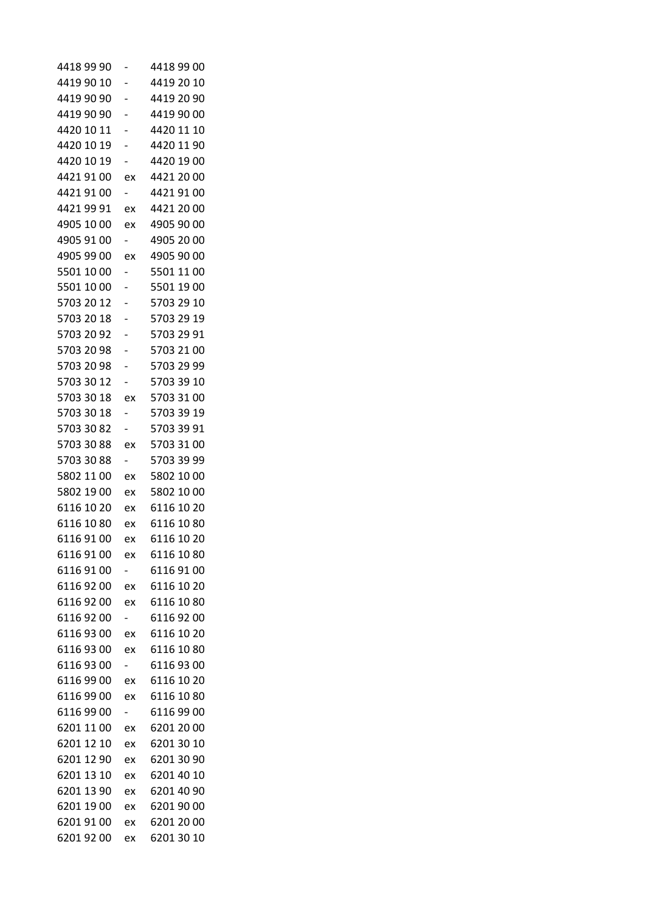| | | |
|---|---|---|
| 4418 99 90 | - | 4418 99 00 |
| 4419 90 10 | - | 4419 20 10 |
| 4419 90 90 | - | 4419 20 90 |
| 4419 90 90 | - | 4419 90 00 |
| 4420 10 11 | - | 4420 11 10 |
| 4420 10 19 | - | 4420 11 90 |
| 4420 10 19 | - | 4420 19 00 |
| 4421 91 00 | ex | 4421 20 00 |
| 4421 91 00 | - | 4421 91 00 |
| 4421 99 91 | ex | 4421 20 00 |
| 4905 10 00 | ex | 4905 90 00 |
| 4905 91 00 | - | 4905 20 00 |
| 4905 99 00 | ex | 4905 90 00 |
| 5501 10 00 | - | 5501 11 00 |
| 5501 10 00 | - | 5501 19 00 |
| 5703 20 12 | - | 5703 29 10 |
| 5703 20 18 | - | 5703 29 19 |
| 5703 20 92 | - | 5703 29 91 |
| 5703 20 98 | - | 5703 21 00 |
| 5703 20 98 | - | 5703 29 99 |
| 5703 30 12 | - | 5703 39 10 |
| 5703 30 18 | ex | 5703 31 00 |
| 5703 30 18 | - | 5703 39 19 |
| 5703 30 82 | - | 5703 39 91 |
| 5703 30 88 | ex | 5703 31 00 |
| 5703 30 88 | - | 5703 39 99 |
| 5802 11 00 | ex | 5802 10 00 |
| 5802 19 00 | ex | 5802 10 00 |
| 6116 10 20 | ex | 6116 10 20 |
| 6116 10 80 | ex | 6116 10 80 |
| 6116 91 00 | ex | 6116 10 20 |
| 6116 91 00 | ex | 6116 10 80 |
| 6116 91 00 | - | 6116 91 00 |
| 6116 92 00 | ex | 6116 10 20 |
| 6116 92 00 | ex | 6116 10 80 |
| 6116 92 00 | - | 6116 92 00 |
| 6116 93 00 | ex | 6116 10 20 |
| 6116 93 00 | ex | 6116 10 80 |
| 6116 93 00 | - | 6116 93 00 |
| 6116 99 00 | ex | 6116 10 20 |
| 6116 99 00 | ex | 6116 10 80 |
| 6116 99 00 | - | 6116 99 00 |
| 6201 11 00 | ex | 6201 20 00 |
| 6201 12 10 | ex | 6201 30 10 |
| 6201 12 90 | ex | 6201 30 90 |
| 6201 13 10 | ex | 6201 40 10 |
| 6201 13 90 | ex | 6201 40 90 |
| 6201 19 00 | ex | 6201 90 00 |
| 6201 91 00 | ex | 6201 20 00 |
| 6201 92 00 | ex | 6201 30 10 |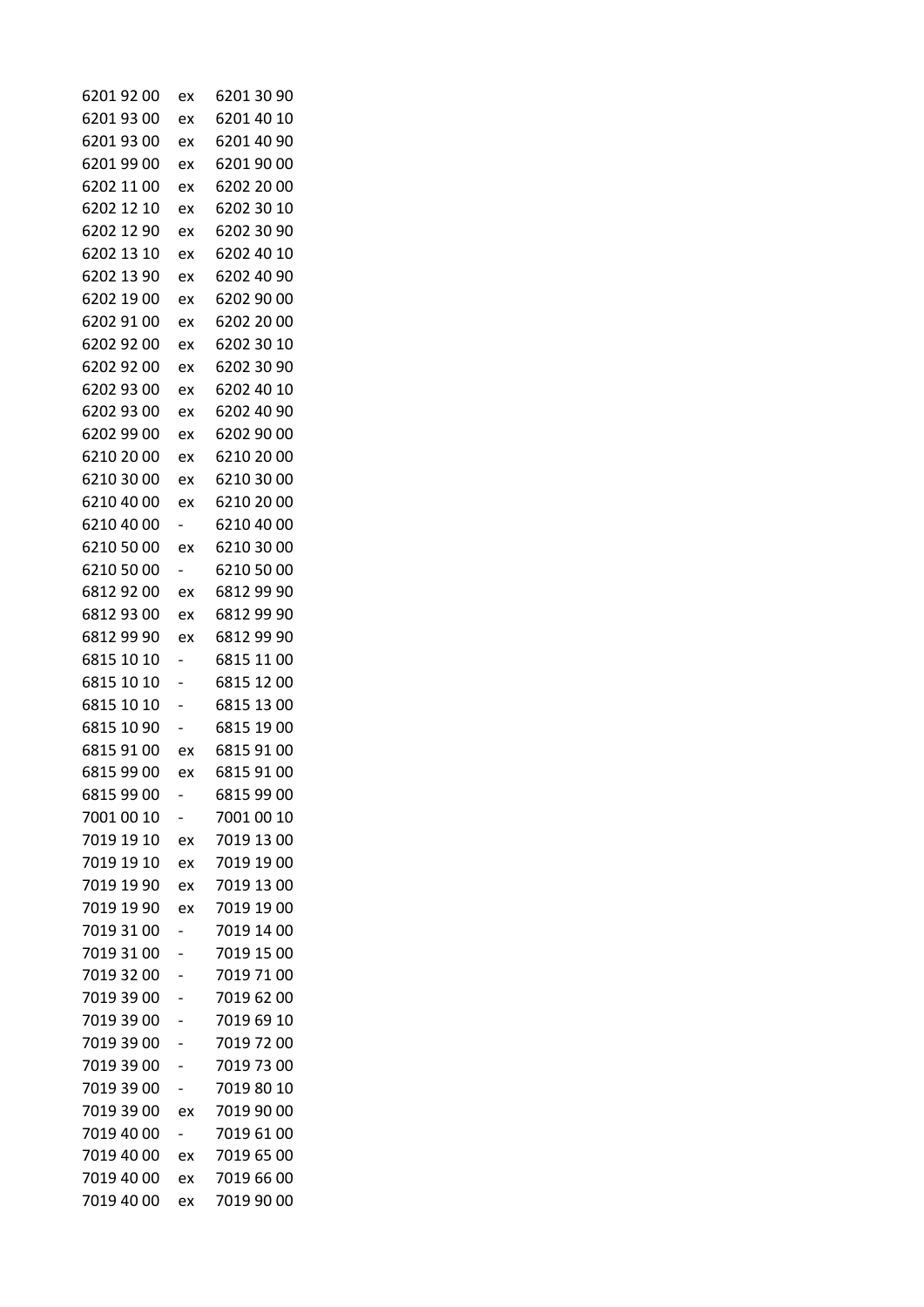| | | |
|---|---|---|
| 6201 92 00 | ex | 6201 30 90 |
| 6201 93 00 | ex | 6201 40 10 |
| 6201 93 00 | ex | 6201 40 90 |
| 6201 99 00 | ex | 6201 90 00 |
| 6202 11 00 | ex | 6202 20 00 |
| 6202 12 10 | ex | 6202 30 10 |
| 6202 12 90 | ex | 6202 30 90 |
| 6202 13 10 | ex | 6202 40 10 |
| 6202 13 90 | ex | 6202 40 90 |
| 6202 19 00 | ex | 6202 90 00 |
| 6202 91 00 | ex | 6202 20 00 |
| 6202 92 00 | ex | 6202 30 10 |
| 6202 92 00 | ex | 6202 30 90 |
| 6202 93 00 | ex | 6202 40 10 |
| 6202 93 00 | ex | 6202 40 90 |
| 6202 99 00 | ex | 6202 90 00 |
| 6210 20 00 | ex | 6210 20 00 |
| 6210 30 00 | ex | 6210 30 00 |
| 6210 40 00 | ex | 6210 20 00 |
| 6210 40 00 | - | 6210 40 00 |
| 6210 50 00 | ex | 6210 30 00 |
| 6210 50 00 | - | 6210 50 00 |
| 6812 92 00 | ex | 6812 99 90 |
| 6812 93 00 | ex | 6812 99 90 |
| 6812 99 90 | ex | 6812 99 90 |
| 6815 10 10 | - | 6815 11 00 |
| 6815 10 10 | - | 6815 12 00 |
| 6815 10 10 | - | 6815 13 00 |
| 6815 10 90 | - | 6815 19 00 |
| 6815 91 00 | ex | 6815 91 00 |
| 6815 99 00 | ex | 6815 91 00 |
| 6815 99 00 | - | 6815 99 00 |
| 7001 00 10 | - | 7001 00 10 |
| 7019 19 10 | ex | 7019 13 00 |
| 7019 19 10 | ex | 7019 19 00 |
| 7019 19 90 | ex | 7019 13 00 |
| 7019 19 90 | ex | 7019 19 00 |
| 7019 31 00 | - | 7019 14 00 |
| 7019 31 00 | - | 7019 15 00 |
| 7019 32 00 | - | 7019 71 00 |
| 7019 39 00 | - | 7019 62 00 |
| 7019 39 00 | - | 7019 69 10 |
| 7019 39 00 | - | 7019 72 00 |
| 7019 39 00 | - | 7019 73 00 |
| 7019 39 00 | - | 7019 80 10 |
| 7019 39 00 | ex | 7019 90 00 |
| 7019 40 00 | - | 7019 61 00 |
| 7019 40 00 | ex | 7019 65 00 |
| 7019 40 00 | ex | 7019 66 00 |
| 7019 40 00 | ex | 7019 90 00 |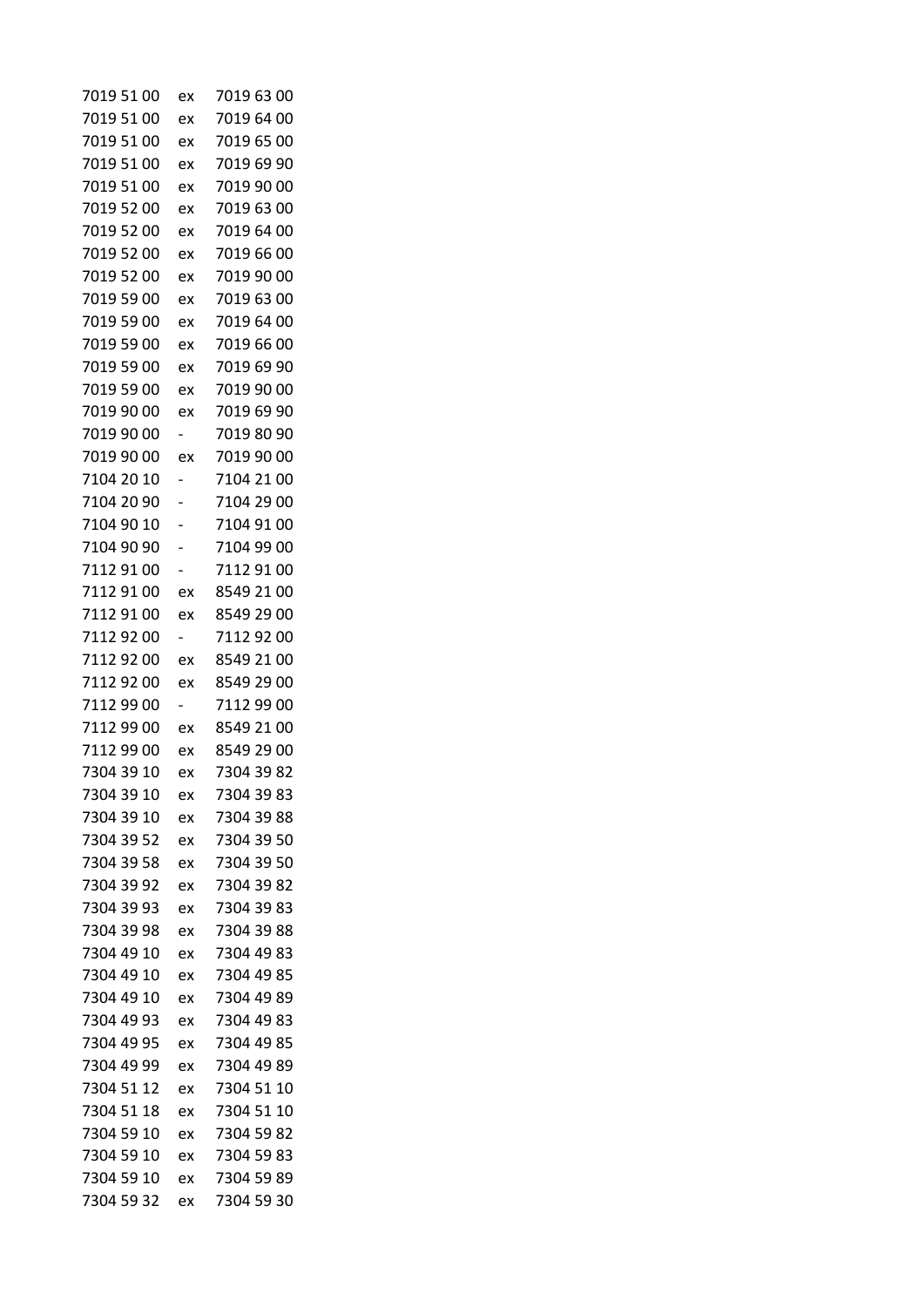| | | |
|---|---|---|
| 7019 51 00 | ex | 7019 63 00 |
| 7019 51 00 | ex | 7019 64 00 |
| 7019 51 00 | ex | 7019 65 00 |
| 7019 51 00 | ex | 7019 69 90 |
| 7019 51 00 | ex | 7019 90 00 |
| 7019 52 00 | ex | 7019 63 00 |
| 7019 52 00 | ex | 7019 64 00 |
| 7019 52 00 | ex | 7019 66 00 |
| 7019 52 00 | ex | 7019 90 00 |
| 7019 59 00 | ex | 7019 63 00 |
| 7019 59 00 | ex | 7019 64 00 |
| 7019 59 00 | ex | 7019 66 00 |
| 7019 59 00 | ex | 7019 69 90 |
| 7019 59 00 | ex | 7019 90 00 |
| 7019 90 00 | ex | 7019 69 90 |
| 7019 90 00 | - | 7019 80 90 |
| 7019 90 00 | ex | 7019 90 00 |
| 7104 20 10 | - | 7104 21 00 |
| 7104 20 90 | - | 7104 29 00 |
| 7104 90 10 | - | 7104 91 00 |
| 7104 90 90 | - | 7104 99 00 |
| 7112 91 00 | - | 7112 91 00 |
| 7112 91 00 | ex | 8549 21 00 |
| 7112 91 00 | ex | 8549 29 00 |
| 7112 92 00 | - | 7112 92 00 |
| 7112 92 00 | ex | 8549 21 00 |
| 7112 92 00 | ex | 8549 29 00 |
| 7112 99 00 | - | 7112 99 00 |
| 7112 99 00 | ex | 8549 21 00 |
| 7112 99 00 | ex | 8549 29 00 |
| 7304 39 10 | ex | 7304 39 82 |
| 7304 39 10 | ex | 7304 39 83 |
| 7304 39 10 | ex | 7304 39 88 |
| 7304 39 52 | ex | 7304 39 50 |
| 7304 39 58 | ex | 7304 39 50 |
| 7304 39 92 | ex | 7304 39 82 |
| 7304 39 93 | ex | 7304 39 83 |
| 7304 39 98 | ex | 7304 39 88 |
| 7304 49 10 | ex | 7304 49 83 |
| 7304 49 10 | ex | 7304 49 85 |
| 7304 49 10 | ex | 7304 49 89 |
| 7304 49 93 | ex | 7304 49 83 |
| 7304 49 95 | ex | 7304 49 85 |
| 7304 49 99 | ex | 7304 49 89 |
| 7304 51 12 | ex | 7304 51 10 |
| 7304 51 18 | ex | 7304 51 10 |
| 7304 59 10 | ex | 7304 59 82 |
| 7304 59 10 | ex | 7304 59 83 |
| 7304 59 10 | ex | 7304 59 89 |
| 7304 59 32 | ex | 7304 59 30 |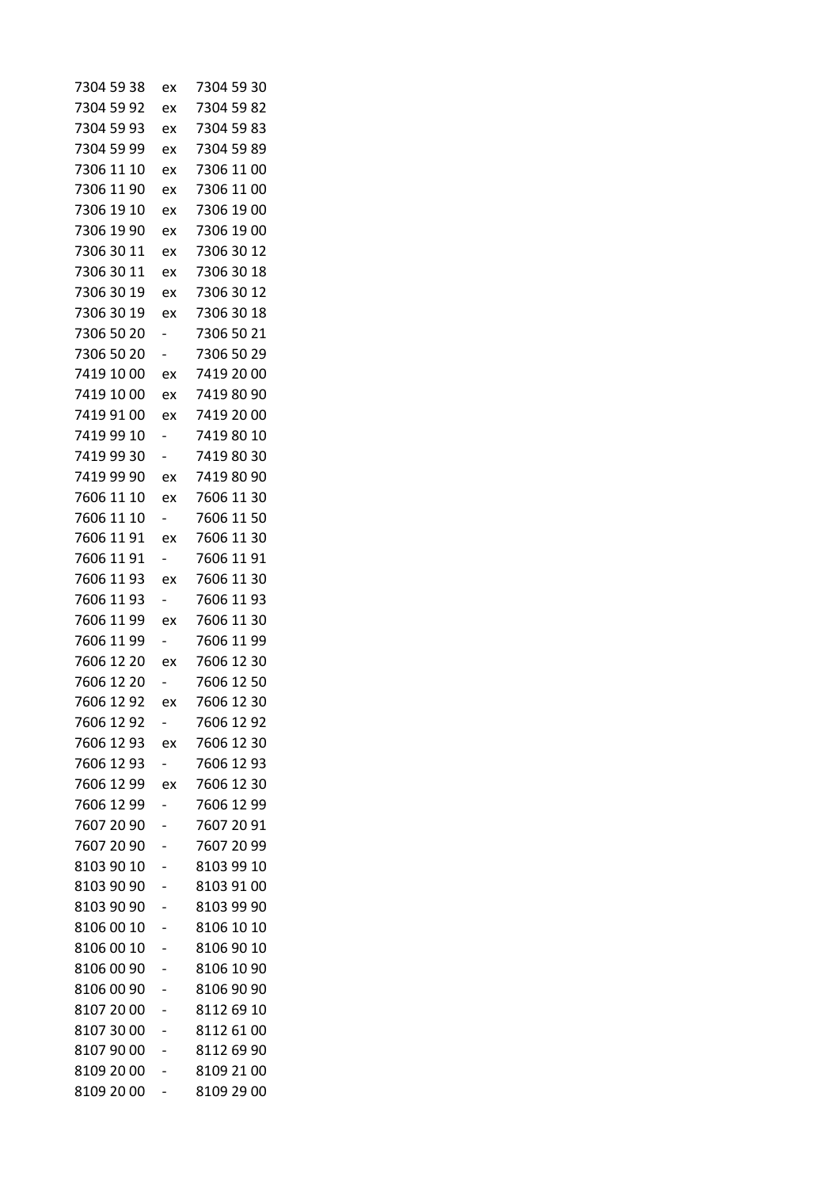| | | |
|---|---|---|
| 7304 59 38 | ex | 7304 59 30 |
| 7304 59 92 | ex | 7304 59 82 |
| 7304 59 93 | ex | 7304 59 83 |
| 7304 59 99 | ex | 7304 59 89 |
| 7306 11 10 | ex | 7306 11 00 |
| 7306 11 90 | ex | 7306 11 00 |
| 7306 19 10 | ex | 7306 19 00 |
| 7306 19 90 | ex | 7306 19 00 |
| 7306 30 11 | ex | 7306 30 12 |
| 7306 30 11 | ex | 7306 30 18 |
| 7306 30 19 | ex | 7306 30 12 |
| 7306 30 19 | ex | 7306 30 18 |
| 7306 50 20 | - | 7306 50 21 |
| 7306 50 20 | - | 7306 50 29 |
| 7419 10 00 | ex | 7419 20 00 |
| 7419 10 00 | ex | 7419 80 90 |
| 7419 91 00 | ex | 7419 20 00 |
| 7419 99 10 | - | 7419 80 10 |
| 7419 99 30 | - | 7419 80 30 |
| 7419 99 90 | ex | 7419 80 90 |
| 7606 11 10 | ex | 7606 11 30 |
| 7606 11 10 | - | 7606 11 50 |
| 7606 11 91 | ex | 7606 11 30 |
| 7606 11 91 | - | 7606 11 91 |
| 7606 11 93 | ex | 7606 11 30 |
| 7606 11 93 | - | 7606 11 93 |
| 7606 11 99 | ex | 7606 11 30 |
| 7606 11 99 | - | 7606 11 99 |
| 7606 12 20 | ex | 7606 12 30 |
| 7606 12 20 | - | 7606 12 50 |
| 7606 12 92 | ex | 7606 12 30 |
| 7606 12 92 | - | 7606 12 92 |
| 7606 12 93 | ex | 7606 12 30 |
| 7606 12 93 | - | 7606 12 93 |
| 7606 12 99 | ex | 7606 12 30 |
| 7606 12 99 | - | 7606 12 99 |
| 7607 20 90 | - | 7607 20 91 |
| 7607 20 90 | - | 7607 20 99 |
| 8103 90 10 | - | 8103 99 10 |
| 8103 90 90 | - | 8103 91 00 |
| 8103 90 90 | - | 8103 99 90 |
| 8106 00 10 | - | 8106 10 10 |
| 8106 00 10 | - | 8106 90 10 |
| 8106 00 90 | - | 8106 10 90 |
| 8106 00 90 | - | 8106 90 90 |
| 8107 20 00 | - | 8112 69 10 |
| 8107 30 00 | - | 8112 61 00 |
| 8107 90 00 | - | 8112 69 90 |
| 8109 20 00 | - | 8109 21 00 |
| 8109 20 00 | - | 8109 29 00 |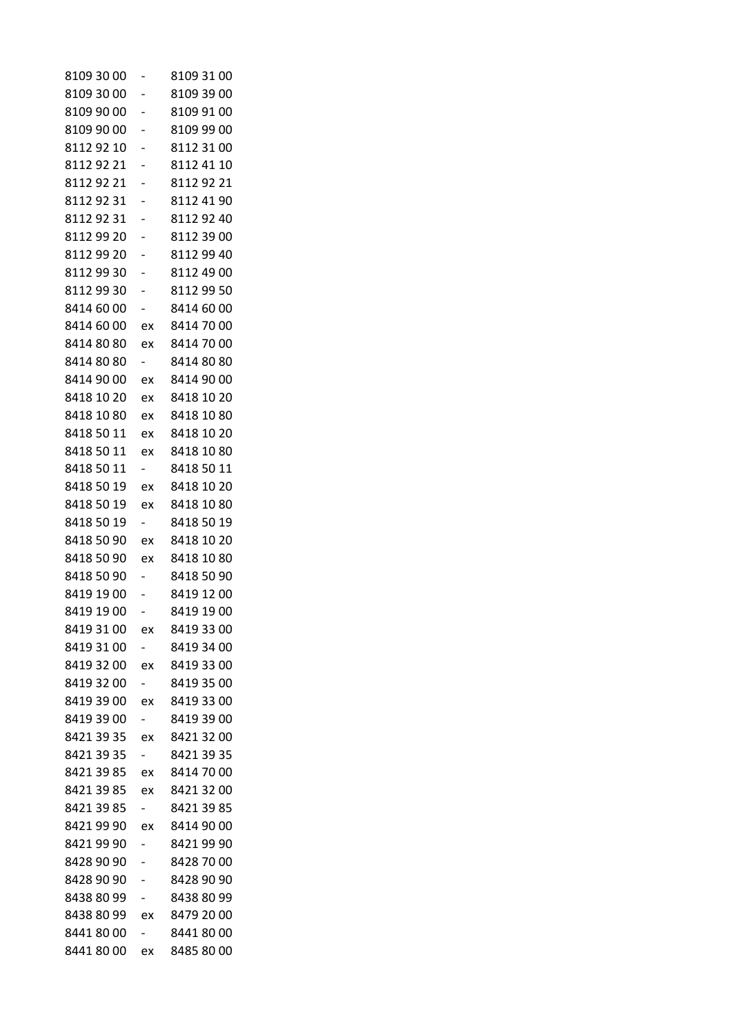| | | |
|---|---|---|
| 8109 30 00 | - | 8109 31 00 |
| 8109 30 00 | - | 8109 39 00 |
| 8109 90 00 | - | 8109 91 00 |
| 8109 90 00 | - | 8109 99 00 |
| 8112 92 10 | - | 8112 31 00 |
| 8112 92 21 | - | 8112 41 10 |
| 8112 92 21 | - | 8112 92 21 |
| 8112 92 31 | - | 8112 41 90 |
| 8112 92 31 | - | 8112 92 40 |
| 8112 99 20 | - | 8112 39 00 |
| 8112 99 20 | - | 8112 99 40 |
| 8112 99 30 | - | 8112 49 00 |
| 8112 99 30 | - | 8112 99 50 |
| 8414 60 00 | - | 8414 60 00 |
| 8414 60 00 | ex | 8414 70 00 |
| 8414 80 80 | ex | 8414 70 00 |
| 8414 80 80 | - | 8414 80 80 |
| 8414 90 00 | ex | 8414 90 00 |
| 8418 10 20 | ex | 8418 10 20 |
| 8418 10 80 | ex | 8418 10 80 |
| 8418 50 11 | ex | 8418 10 20 |
| 8418 50 11 | ex | 8418 10 80 |
| 8418 50 11 | - | 8418 50 11 |
| 8418 50 19 | ex | 8418 10 20 |
| 8418 50 19 | ex | 8418 10 80 |
| 8418 50 19 | - | 8418 50 19 |
| 8418 50 90 | ex | 8418 10 20 |
| 8418 50 90 | ex | 8418 10 80 |
| 8418 50 90 | - | 8418 50 90 |
| 8419 19 00 | - | 8419 12 00 |
| 8419 19 00 | - | 8419 19 00 |
| 8419 31 00 | ex | 8419 33 00 |
| 8419 31 00 | - | 8419 34 00 |
| 8419 32 00 | ex | 8419 33 00 |
| 8419 32 00 | - | 8419 35 00 |
| 8419 39 00 | ex | 8419 33 00 |
| 8419 39 00 | - | 8419 39 00 |
| 8421 39 35 | ex | 8421 32 00 |
| 8421 39 35 | - | 8421 39 35 |
| 8421 39 85 | ex | 8414 70 00 |
| 8421 39 85 | ex | 8421 32 00 |
| 8421 39 85 | - | 8421 39 85 |
| 8421 99 90 | ex | 8414 90 00 |
| 8421 99 90 | - | 8421 99 90 |
| 8428 90 90 | - | 8428 70 00 |
| 8428 90 90 | - | 8428 90 90 |
| 8438 80 99 | - | 8438 80 99 |
| 8438 80 99 | ex | 8479 20 00 |
| 8441 80 00 | - | 8441 80 00 |
| 8441 80 00 | ex | 8485 80 00 |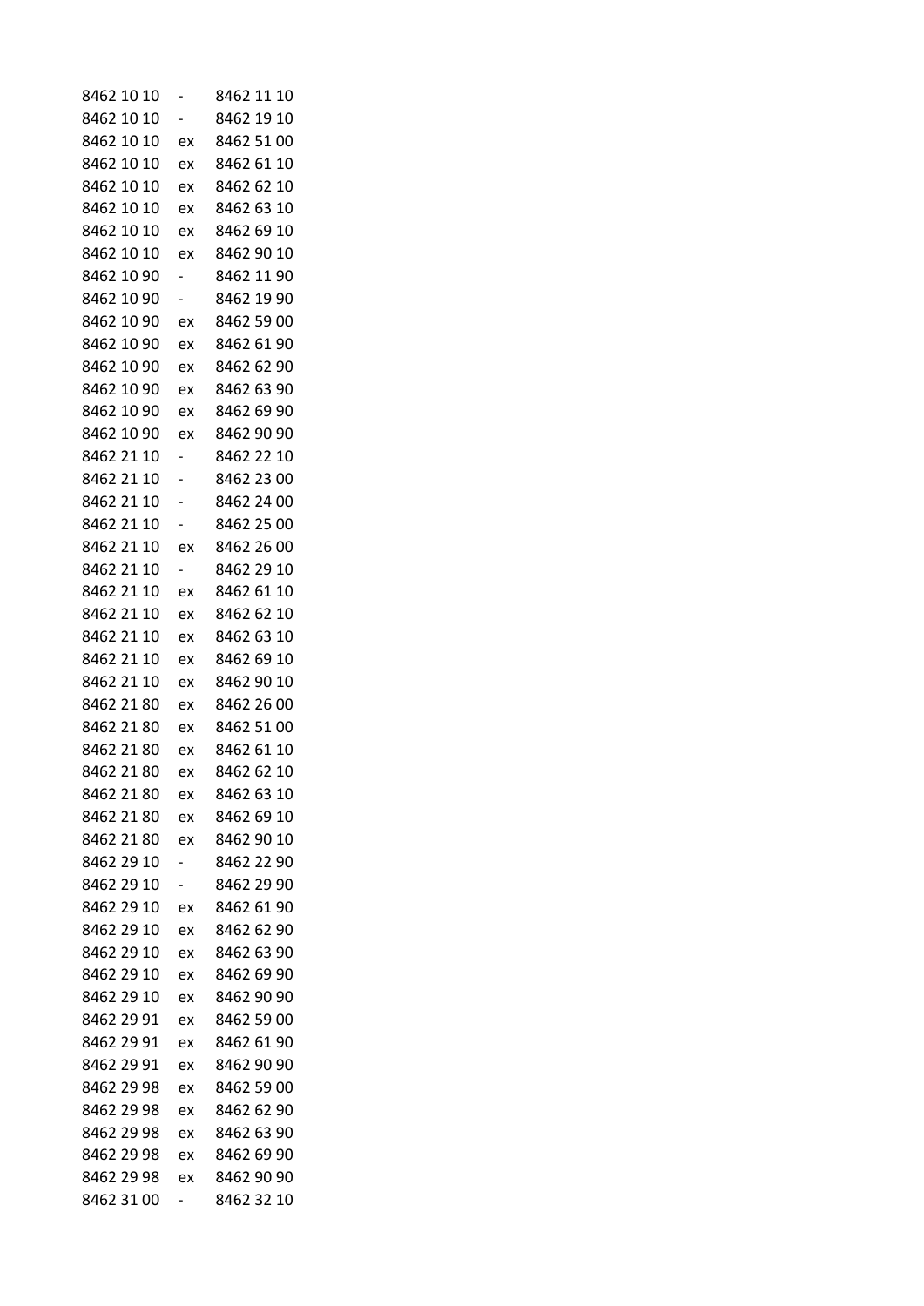| | | |
|---|---|---|
| 8462 10 10 | - | 8462 11 10 |
| 8462 10 10 | - | 8462 19 10 |
| 8462 10 10 | ex | 8462 51 00 |
| 8462 10 10 | ex | 8462 61 10 |
| 8462 10 10 | ex | 8462 62 10 |
| 8462 10 10 | ex | 8462 63 10 |
| 8462 10 10 | ex | 8462 69 10 |
| 8462 10 10 | ex | 8462 90 10 |
| 8462 10 90 | - | 8462 11 90 |
| 8462 10 90 | - | 8462 19 90 |
| 8462 10 90 | ex | 8462 59 00 |
| 8462 10 90 | ex | 8462 61 90 |
| 8462 10 90 | ex | 8462 62 90 |
| 8462 10 90 | ex | 8462 63 90 |
| 8462 10 90 | ex | 8462 69 90 |
| 8462 10 90 | ex | 8462 90 90 |
| 8462 21 10 | - | 8462 22 10 |
| 8462 21 10 | - | 8462 23 00 |
| 8462 21 10 | - | 8462 24 00 |
| 8462 21 10 | - | 8462 25 00 |
| 8462 21 10 | ex | 8462 26 00 |
| 8462 21 10 | - | 8462 29 10 |
| 8462 21 10 | ex | 8462 61 10 |
| 8462 21 10 | ex | 8462 62 10 |
| 8462 21 10 | ex | 8462 63 10 |
| 8462 21 10 | ex | 8462 69 10 |
| 8462 21 10 | ex | 8462 90 10 |
| 8462 21 80 | ex | 8462 26 00 |
| 8462 21 80 | ex | 8462 51 00 |
| 8462 21 80 | ex | 8462 61 10 |
| 8462 21 80 | ex | 8462 62 10 |
| 8462 21 80 | ex | 8462 63 10 |
| 8462 21 80 | ex | 8462 69 10 |
| 8462 21 80 | ex | 8462 90 10 |
| 8462 29 10 | - | 8462 22 90 |
| 8462 29 10 | - | 8462 29 90 |
| 8462 29 10 | ex | 8462 61 90 |
| 8462 29 10 | ex | 8462 62 90 |
| 8462 29 10 | ex | 8462 63 90 |
| 8462 29 10 | ex | 8462 69 90 |
| 8462 29 10 | ex | 8462 90 90 |
| 8462 29 91 | ex | 8462 59 00 |
| 8462 29 91 | ex | 8462 61 90 |
| 8462 29 91 | ex | 8462 90 90 |
| 8462 29 98 | ex | 8462 59 00 |
| 8462 29 98 | ex | 8462 62 90 |
| 8462 29 98 | ex | 8462 63 90 |
| 8462 29 98 | ex | 8462 69 90 |
| 8462 29 98 | ex | 8462 90 90 |
| 8462 31 00 | - | 8462 32 10 |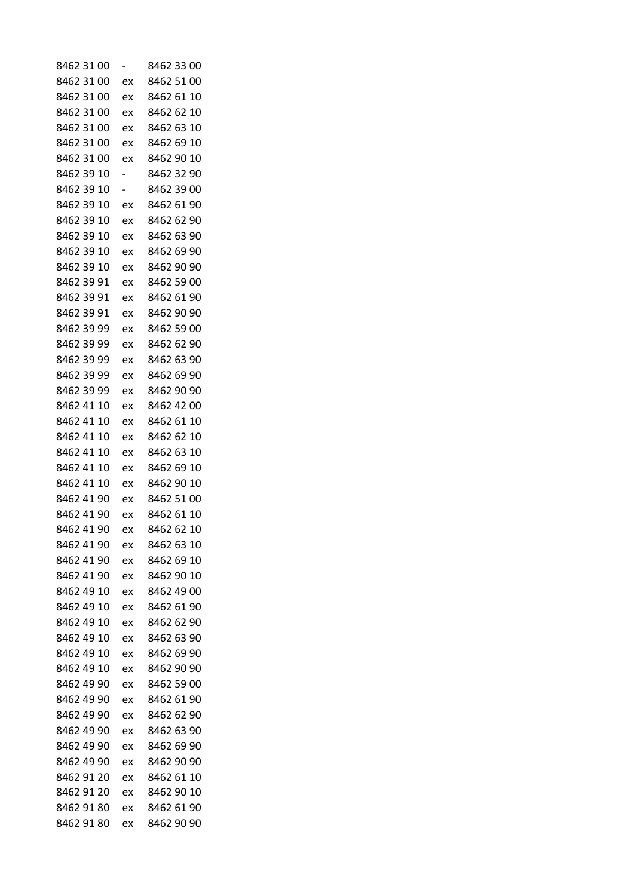| | | |
|---|---|---|
| 8462 31 00 | - | 8462 33 00 |
| 8462 31 00 | ex | 8462 51 00 |
| 8462 31 00 | ex | 8462 61 10 |
| 8462 31 00 | ex | 8462 62 10 |
| 8462 31 00 | ex | 8462 63 10 |
| 8462 31 00 | ex | 8462 69 10 |
| 8462 31 00 | ex | 8462 90 10 |
| 8462 39 10 | - | 8462 32 90 |
| 8462 39 10 | - | 8462 39 00 |
| 8462 39 10 | ex | 8462 61 90 |
| 8462 39 10 | ex | 8462 62 90 |
| 8462 39 10 | ex | 8462 63 90 |
| 8462 39 10 | ex | 8462 69 90 |
| 8462 39 10 | ex | 8462 90 90 |
| 8462 39 91 | ex | 8462 59 00 |
| 8462 39 91 | ex | 8462 61 90 |
| 8462 39 91 | ex | 8462 90 90 |
| 8462 39 99 | ex | 8462 59 00 |
| 8462 39 99 | ex | 8462 62 90 |
| 8462 39 99 | ex | 8462 63 90 |
| 8462 39 99 | ex | 8462 69 90 |
| 8462 39 99 | ex | 8462 90 90 |
| 8462 41 10 | ex | 8462 42 00 |
| 8462 41 10 | ex | 8462 61 10 |
| 8462 41 10 | ex | 8462 62 10 |
| 8462 41 10 | ex | 8462 63 10 |
| 8462 41 10 | ex | 8462 69 10 |
| 8462 41 10 | ex | 8462 90 10 |
| 8462 41 90 | ex | 8462 51 00 |
| 8462 41 90 | ex | 8462 61 10 |
| 8462 41 90 | ex | 8462 62 10 |
| 8462 41 90 | ex | 8462 63 10 |
| 8462 41 90 | ex | 8462 69 10 |
| 8462 41 90 | ex | 8462 90 10 |
| 8462 49 10 | ex | 8462 49 00 |
| 8462 49 10 | ex | 8462 61 90 |
| 8462 49 10 | ex | 8462 62 90 |
| 8462 49 10 | ex | 8462 63 90 |
| 8462 49 10 | ex | 8462 69 90 |
| 8462 49 10 | ex | 8462 90 90 |
| 8462 49 90 | ex | 8462 59 00 |
| 8462 49 90 | ex | 8462 61 90 |
| 8462 49 90 | ex | 8462 62 90 |
| 8462 49 90 | ex | 8462 63 90 |
| 8462 49 90 | ex | 8462 69 90 |
| 8462 49 90 | ex | 8462 90 90 |
| 8462 91 20 | ex | 8462 61 10 |
| 8462 91 20 | ex | 8462 90 10 |
| 8462 91 80 | ex | 8462 61 90 |
| 8462 91 80 | ex | 8462 90 90 |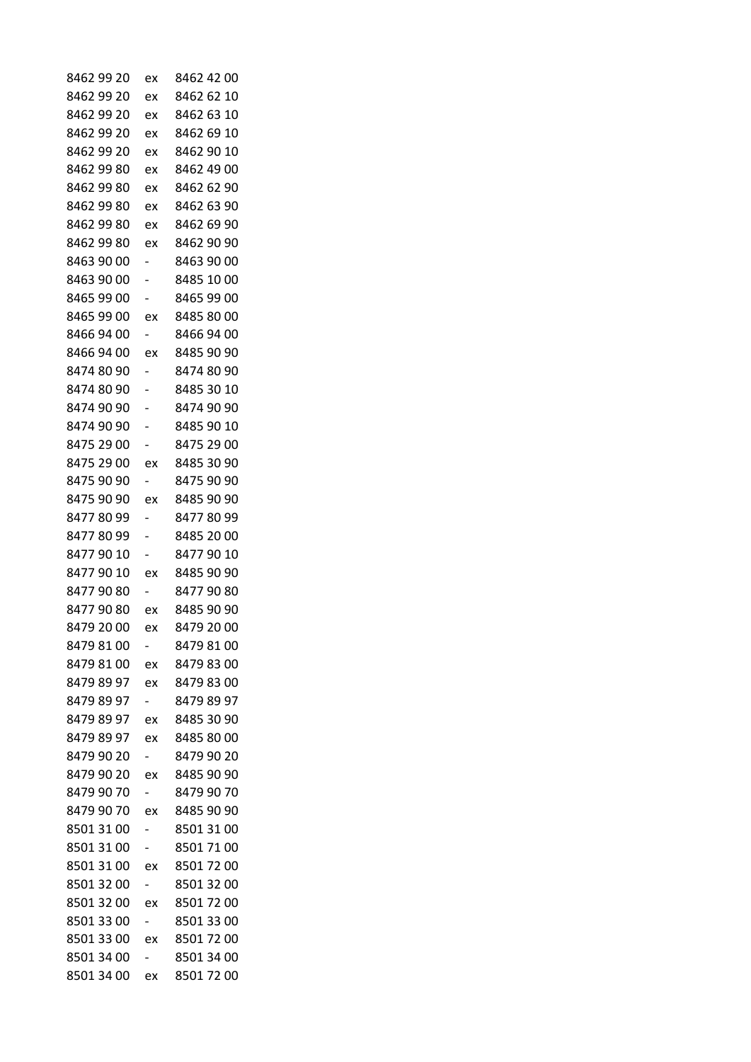| | | |
|---|---|---|
| 8462 99 20 | ex | 8462 42 00 |
| 8462 99 20 | ex | 8462 62 10 |
| 8462 99 20 | ex | 8462 63 10 |
| 8462 99 20 | ex | 8462 69 10 |
| 8462 99 20 | ex | 8462 90 10 |
| 8462 99 80 | ex | 8462 49 00 |
| 8462 99 80 | ex | 8462 62 90 |
| 8462 99 80 | ex | 8462 63 90 |
| 8462 99 80 | ex | 8462 69 90 |
| 8462 99 80 | ex | 8462 90 90 |
| 8463 90 00 | - | 8463 90 00 |
| 8463 90 00 | - | 8485 10 00 |
| 8465 99 00 | - | 8465 99 00 |
| 8465 99 00 | ex | 8485 80 00 |
| 8466 94 00 | - | 8466 94 00 |
| 8466 94 00 | ex | 8485 90 90 |
| 8474 80 90 | - | 8474 80 90 |
| 8474 80 90 | - | 8485 30 10 |
| 8474 90 90 | - | 8474 90 90 |
| 8474 90 90 | - | 8485 90 10 |
| 8475 29 00 | - | 8475 29 00 |
| 8475 29 00 | ex | 8485 30 90 |
| 8475 90 90 | - | 8475 90 90 |
| 8475 90 90 | ex | 8485 90 90 |
| 8477 80 99 | - | 8477 80 99 |
| 8477 80 99 | - | 8485 20 00 |
| 8477 90 10 | - | 8477 90 10 |
| 8477 90 10 | ex | 8485 90 90 |
| 8477 90 80 | - | 8477 90 80 |
| 8477 90 80 | ex | 8485 90 90 |
| 8479 20 00 | ex | 8479 20 00 |
| 8479 81 00 | - | 8479 81 00 |
| 8479 81 00 | ex | 8479 83 00 |
| 8479 89 97 | ex | 8479 83 00 |
| 8479 89 97 | - | 8479 89 97 |
| 8479 89 97 | ex | 8485 30 90 |
| 8479 89 97 | ex | 8485 80 00 |
| 8479 90 20 | - | 8479 90 20 |
| 8479 90 20 | ex | 8485 90 90 |
| 8479 90 70 | - | 8479 90 70 |
| 8479 90 70 | ex | 8485 90 90 |
| 8501 31 00 | - | 8501 31 00 |
| 8501 31 00 | - | 8501 71 00 |
| 8501 31 00 | ex | 8501 72 00 |
| 8501 32 00 | - | 8501 32 00 |
| 8501 32 00 | ex | 8501 72 00 |
| 8501 33 00 | - | 8501 33 00 |
| 8501 33 00 | ex | 8501 72 00 |
| 8501 34 00 | - | 8501 34 00 |
| 8501 34 00 | ex | 8501 72 00 |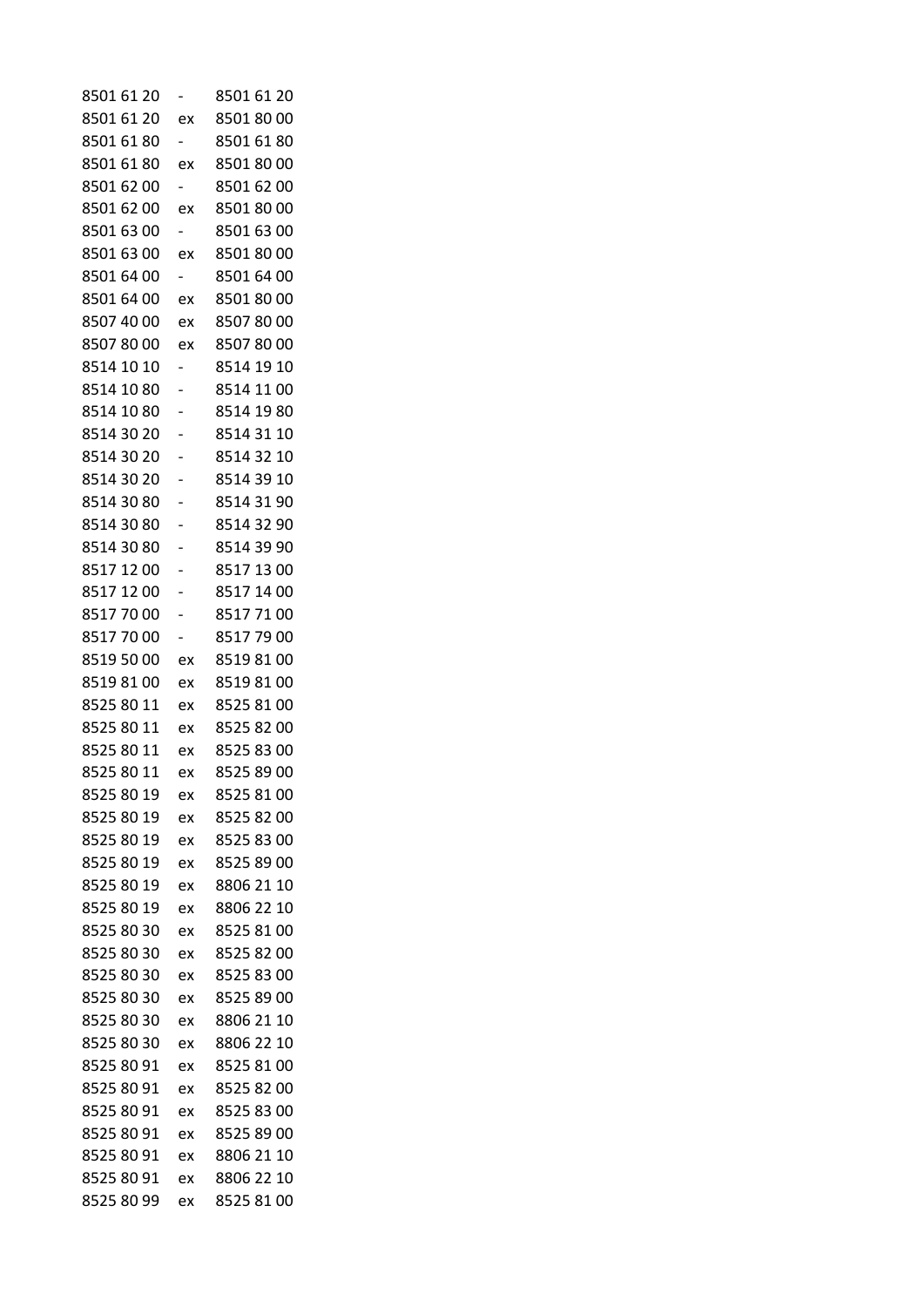| | | |
|---|---|---|
| 8501 61 20 | - | 8501 61 20 |
| 8501 61 20 | ex | 8501 80 00 |
| 8501 61 80 | - | 8501 61 80 |
| 8501 61 80 | ex | 8501 80 00 |
| 8501 62 00 | - | 8501 62 00 |
| 8501 62 00 | ex | 8501 80 00 |
| 8501 63 00 | - | 8501 63 00 |
| 8501 63 00 | ex | 8501 80 00 |
| 8501 64 00 | - | 8501 64 00 |
| 8501 64 00 | ex | 8501 80 00 |
| 8507 40 00 | ex | 8507 80 00 |
| 8507 80 00 | ex | 8507 80 00 |
| 8514 10 10 | - | 8514 19 10 |
| 8514 10 80 | - | 8514 11 00 |
| 8514 10 80 | - | 8514 19 80 |
| 8514 30 20 | - | 8514 31 10 |
| 8514 30 20 | - | 8514 32 10 |
| 8514 30 20 | - | 8514 39 10 |
| 8514 30 80 | - | 8514 31 90 |
| 8514 30 80 | - | 8514 32 90 |
| 8514 30 80 | - | 8514 39 90 |
| 8517 12 00 | - | 8517 13 00 |
| 8517 12 00 | - | 8517 14 00 |
| 8517 70 00 | - | 8517 71 00 |
| 8517 70 00 | - | 8517 79 00 |
| 8519 50 00 | ex | 8519 81 00 |
| 8519 81 00 | ex | 8519 81 00 |
| 8525 80 11 | ex | 8525 81 00 |
| 8525 80 11 | ex | 8525 82 00 |
| 8525 80 11 | ex | 8525 83 00 |
| 8525 80 11 | ex | 8525 89 00 |
| 8525 80 19 | ex | 8525 81 00 |
| 8525 80 19 | ex | 8525 82 00 |
| 8525 80 19 | ex | 8525 83 00 |
| 8525 80 19 | ex | 8525 89 00 |
| 8525 80 19 | ex | 8806 21 10 |
| 8525 80 19 | ex | 8806 22 10 |
| 8525 80 30 | ex | 8525 81 00 |
| 8525 80 30 | ex | 8525 82 00 |
| 8525 80 30 | ex | 8525 83 00 |
| 8525 80 30 | ex | 8525 89 00 |
| 8525 80 30 | ex | 8806 21 10 |
| 8525 80 30 | ex | 8806 22 10 |
| 8525 80 91 | ex | 8525 81 00 |
| 8525 80 91 | ex | 8525 82 00 |
| 8525 80 91 | ex | 8525 83 00 |
| 8525 80 91 | ex | 8525 89 00 |
| 8525 80 91 | ex | 8806 21 10 |
| 8525 80 91 | ex | 8806 22 10 |
| 8525 80 99 | ex | 8525 81 00 |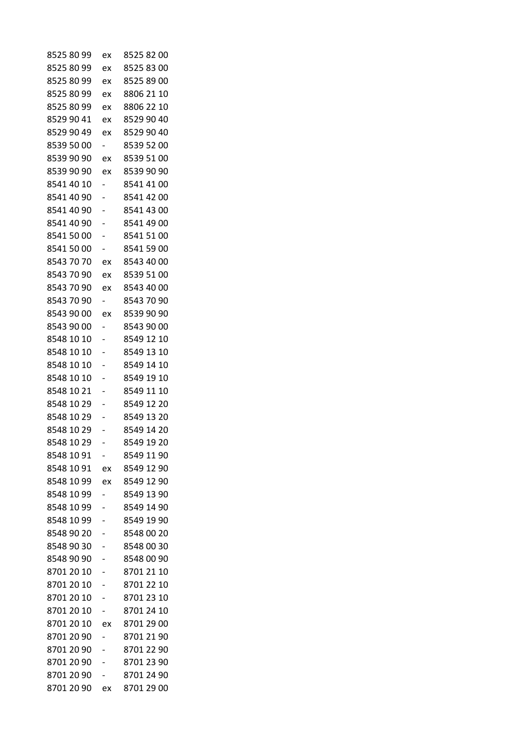| | | |
|---|---|---|
| 8525 80 99 | ex | 8525 82 00 |
| 8525 80 99 | ex | 8525 83 00 |
| 8525 80 99 | ex | 8525 89 00 |
| 8525 80 99 | ex | 8806 21 10 |
| 8525 80 99 | ex | 8806 22 10 |
| 8529 90 41 | ex | 8529 90 40 |
| 8529 90 49 | ex | 8529 90 40 |
| 8539 50 00 | - | 8539 52 00 |
| 8539 90 90 | ex | 8539 51 00 |
| 8539 90 90 | ex | 8539 90 90 |
| 8541 40 10 | - | 8541 41 00 |
| 8541 40 90 | - | 8541 42 00 |
| 8541 40 90 | - | 8541 43 00 |
| 8541 40 90 | - | 8541 49 00 |
| 8541 50 00 | - | 8541 51 00 |
| 8541 50 00 | - | 8541 59 00 |
| 8543 70 70 | ex | 8543 40 00 |
| 8543 70 90 | ex | 8539 51 00 |
| 8543 70 90 | ex | 8543 40 00 |
| 8543 70 90 | - | 8543 70 90 |
| 8543 90 00 | ex | 8539 90 90 |
| 8543 90 00 | - | 8543 90 00 |
| 8548 10 10 | - | 8549 12 10 |
| 8548 10 10 | - | 8549 13 10 |
| 8548 10 10 | - | 8549 14 10 |
| 8548 10 10 | - | 8549 19 10 |
| 8548 10 21 | - | 8549 11 10 |
| 8548 10 29 | - | 8549 12 20 |
| 8548 10 29 | - | 8549 13 20 |
| 8548 10 29 | - | 8549 14 20 |
| 8548 10 29 | - | 8549 19 20 |
| 8548 10 91 | - | 8549 11 90 |
| 8548 10 91 | ex | 8549 12 90 |
| 8548 10 99 | ex | 8549 12 90 |
| 8548 10 99 | - | 8549 13 90 |
| 8548 10 99 | - | 8549 14 90 |
| 8548 10 99 | - | 8549 19 90 |
| 8548 90 20 | - | 8548 00 20 |
| 8548 90 30 | - | 8548 00 30 |
| 8548 90 90 | - | 8548 00 90 |
| 8701 20 10 | - | 8701 21 10 |
| 8701 20 10 | - | 8701 22 10 |
| 8701 20 10 | - | 8701 23 10 |
| 8701 20 10 | - | 8701 24 10 |
| 8701 20 10 | ex | 8701 29 00 |
| 8701 20 90 | - | 8701 21 90 |
| 8701 20 90 | - | 8701 22 90 |
| 8701 20 90 | - | 8701 23 90 |
| 8701 20 90 | - | 8701 24 90 |
| 8701 20 90 | ex | 8701 29 00 |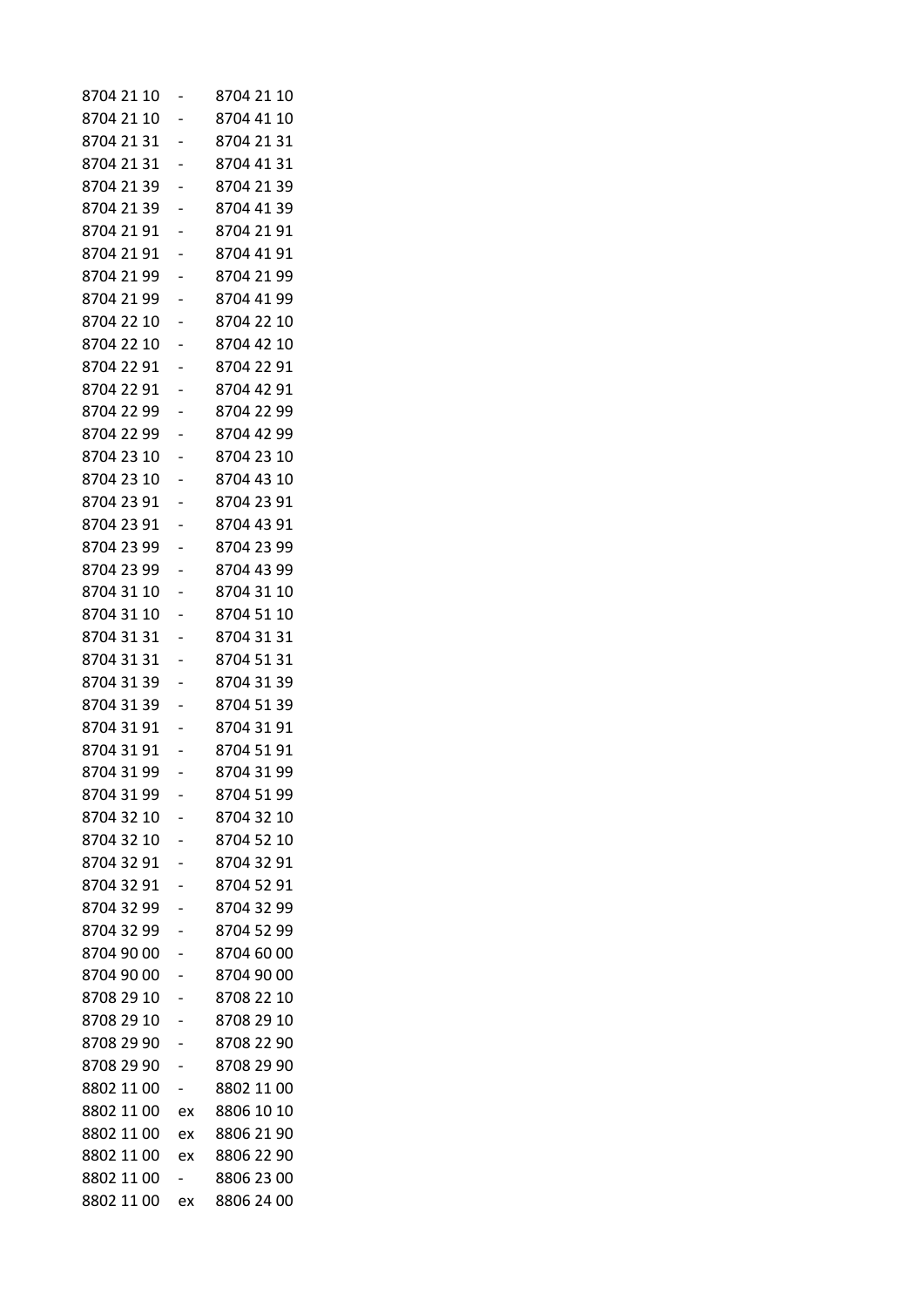| | | |
|---|---|---|
| 8704 21 10 | - | 8704 21 10 |
| 8704 21 10 | - | 8704 41 10 |
| 8704 21 31 | - | 8704 21 31 |
| 8704 21 31 | - | 8704 41 31 |
| 8704 21 39 | - | 8704 21 39 |
| 8704 21 39 | - | 8704 41 39 |
| 8704 21 91 | - | 8704 21 91 |
| 8704 21 91 | - | 8704 41 91 |
| 8704 21 99 | - | 8704 21 99 |
| 8704 21 99 | - | 8704 41 99 |
| 8704 22 10 | - | 8704 22 10 |
| 8704 22 10 | - | 8704 42 10 |
| 8704 22 91 | - | 8704 22 91 |
| 8704 22 91 | - | 8704 42 91 |
| 8704 22 99 | - | 8704 22 99 |
| 8704 22 99 | - | 8704 42 99 |
| 8704 23 10 | - | 8704 23 10 |
| 8704 23 10 | - | 8704 43 10 |
| 8704 23 91 | - | 8704 23 91 |
| 8704 23 91 | - | 8704 43 91 |
| 8704 23 99 | - | 8704 23 99 |
| 8704 23 99 | - | 8704 43 99 |
| 8704 31 10 | - | 8704 31 10 |
| 8704 31 10 | - | 8704 51 10 |
| 8704 31 31 | - | 8704 31 31 |
| 8704 31 31 | - | 8704 51 31 |
| 8704 31 39 | - | 8704 31 39 |
| 8704 31 39 | - | 8704 51 39 |
| 8704 31 91 | - | 8704 31 91 |
| 8704 31 91 | - | 8704 51 91 |
| 8704 31 99 | - | 8704 31 99 |
| 8704 31 99 | - | 8704 51 99 |
| 8704 32 10 | - | 8704 32 10 |
| 8704 32 10 | - | 8704 52 10 |
| 8704 32 91 | - | 8704 32 91 |
| 8704 32 91 | - | 8704 52 91 |
| 8704 32 99 | - | 8704 32 99 |
| 8704 32 99 | - | 8704 52 99 |
| 8704 90 00 | - | 8704 60 00 |
| 8704 90 00 | - | 8704 90 00 |
| 8708 29 10 | - | 8708 22 10 |
| 8708 29 10 | - | 8708 29 10 |
| 8708 29 90 | - | 8708 22 90 |
| 8708 29 90 | - | 8708 29 90 |
| 8802 11 00 | - | 8802 11 00 |
| 8802 11 00 | ex | 8806 10 10 |
| 8802 11 00 | ex | 8806 21 90 |
| 8802 11 00 | ex | 8806 22 90 |
| 8802 11 00 | - | 8806 23 00 |
| 8802 11 00 | ex | 8806 24 00 |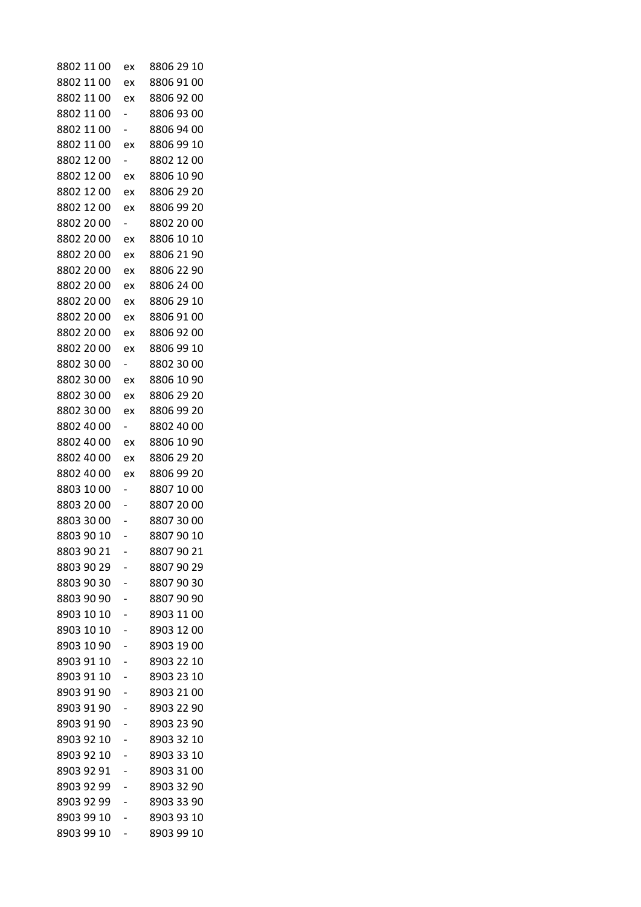| | | |
|---|---|---|
| 8802 11 00 | ex | 8806 29 10 |
| 8802 11 00 | ex | 8806 91 00 |
| 8802 11 00 | ex | 8806 92 00 |
| 8802 11 00 | - | 8806 93 00 |
| 8802 11 00 | - | 8806 94 00 |
| 8802 11 00 | ex | 8806 99 10 |
| 8802 12 00 | - | 8802 12 00 |
| 8802 12 00 | ex | 8806 10 90 |
| 8802 12 00 | ex | 8806 29 20 |
| 8802 12 00 | ex | 8806 99 20 |
| 8802 20 00 | - | 8802 20 00 |
| 8802 20 00 | ex | 8806 10 10 |
| 8802 20 00 | ex | 8806 21 90 |
| 8802 20 00 | ex | 8806 22 90 |
| 8802 20 00 | ex | 8806 24 00 |
| 8802 20 00 | ex | 8806 29 10 |
| 8802 20 00 | ex | 8806 91 00 |
| 8802 20 00 | ex | 8806 92 00 |
| 8802 20 00 | ex | 8806 99 10 |
| 8802 30 00 | - | 8802 30 00 |
| 8802 30 00 | ex | 8806 10 90 |
| 8802 30 00 | ex | 8806 29 20 |
| 8802 30 00 | ex | 8806 99 20 |
| 8802 40 00 | - | 8802 40 00 |
| 8802 40 00 | ex | 8806 10 90 |
| 8802 40 00 | ex | 8806 29 20 |
| 8802 40 00 | ex | 8806 99 20 |
| 8803 10 00 | - | 8807 10 00 |
| 8803 20 00 | - | 8807 20 00 |
| 8803 30 00 | - | 8807 30 00 |
| 8803 90 10 | - | 8807 90 10 |
| 8803 90 21 | - | 8807 90 21 |
| 8803 90 29 | - | 8807 90 29 |
| 8803 90 30 | - | 8807 90 30 |
| 8803 90 90 | - | 8807 90 90 |
| 8903 10 10 | - | 8903 11 00 |
| 8903 10 10 | - | 8903 12 00 |
| 8903 10 90 | - | 8903 19 00 |
| 8903 91 10 | - | 8903 22 10 |
| 8903 91 10 | - | 8903 23 10 |
| 8903 91 90 | - | 8903 21 00 |
| 8903 91 90 | - | 8903 22 90 |
| 8903 91 90 | - | 8903 23 90 |
| 8903 92 10 | - | 8903 32 10 |
| 8903 92 10 | - | 8903 33 10 |
| 8903 92 91 | - | 8903 31 00 |
| 8903 92 99 | - | 8903 32 90 |
| 8903 92 99 | - | 8903 33 90 |
| 8903 99 10 | - | 8903 93 10 |
| 8903 99 10 | - | 8903 99 10 |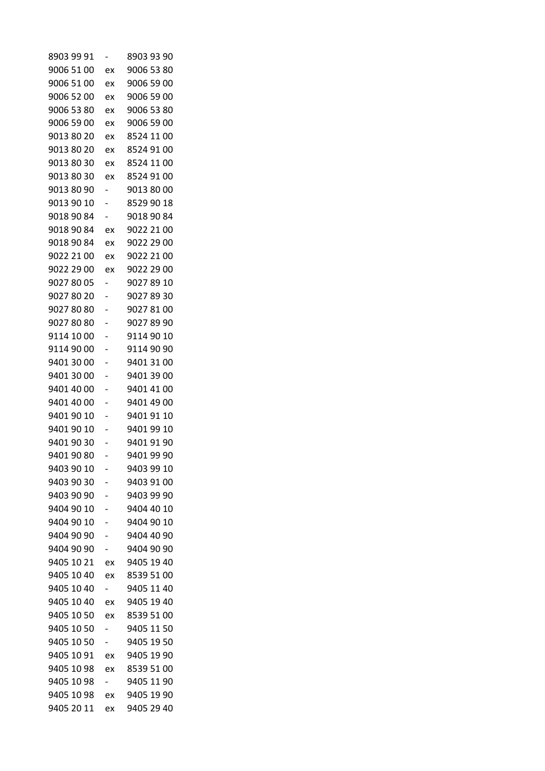| | | |
|---|---|---|
| 8903 99 91 | - | 8903 93 90 |
| 9006 51 00 | ex | 9006 53 80 |
| 9006 51 00 | ex | 9006 59 00 |
| 9006 52 00 | ex | 9006 59 00 |
| 9006 53 80 | ex | 9006 53 80 |
| 9006 59 00 | ex | 9006 59 00 |
| 9013 80 20 | ex | 8524 11 00 |
| 9013 80 20 | ex | 8524 91 00 |
| 9013 80 30 | ex | 8524 11 00 |
| 9013 80 30 | ex | 8524 91 00 |
| 9013 80 90 | - | 9013 80 00 |
| 9013 90 10 | - | 8529 90 18 |
| 9018 90 84 | - | 9018 90 84 |
| 9018 90 84 | ex | 9022 21 00 |
| 9018 90 84 | ex | 9022 29 00 |
| 9022 21 00 | ex | 9022 21 00 |
| 9022 29 00 | ex | 9022 29 00 |
| 9027 80 05 | - | 9027 89 10 |
| 9027 80 20 | - | 9027 89 30 |
| 9027 80 80 | - | 9027 81 00 |
| 9027 80 80 | - | 9027 89 90 |
| 9114 10 00 | - | 9114 90 10 |
| 9114 90 00 | - | 9114 90 90 |
| 9401 30 00 | - | 9401 31 00 |
| 9401 30 00 | - | 9401 39 00 |
| 9401 40 00 | - | 9401 41 00 |
| 9401 40 00 | - | 9401 49 00 |
| 9401 90 10 | - | 9401 91 10 |
| 9401 90 10 | - | 9401 99 10 |
| 9401 90 30 | - | 9401 91 90 |
| 9401 90 80 | - | 9401 99 90 |
| 9403 90 10 | - | 9403 99 10 |
| 9403 90 30 | - | 9403 91 00 |
| 9403 90 90 | - | 9403 99 90 |
| 9404 90 10 | - | 9404 40 10 |
| 9404 90 10 | - | 9404 90 10 |
| 9404 90 90 | - | 9404 40 90 |
| 9404 90 90 | - | 9404 90 90 |
| 9405 10 21 | ex | 9405 19 40 |
| 9405 10 40 | ex | 8539 51 00 |
| 9405 10 40 | - | 9405 11 40 |
| 9405 10 40 | ex | 9405 19 40 |
| 9405 10 50 | ex | 8539 51 00 |
| 9405 10 50 | - | 9405 11 50 |
| 9405 10 50 | - | 9405 19 50 |
| 9405 10 91 | ex | 9405 19 90 |
| 9405 10 98 | ex | 8539 51 00 |
| 9405 10 98 | - | 9405 11 90 |
| 9405 10 98 | ex | 9405 19 90 |
| 9405 20 11 | ex | 9405 29 40 |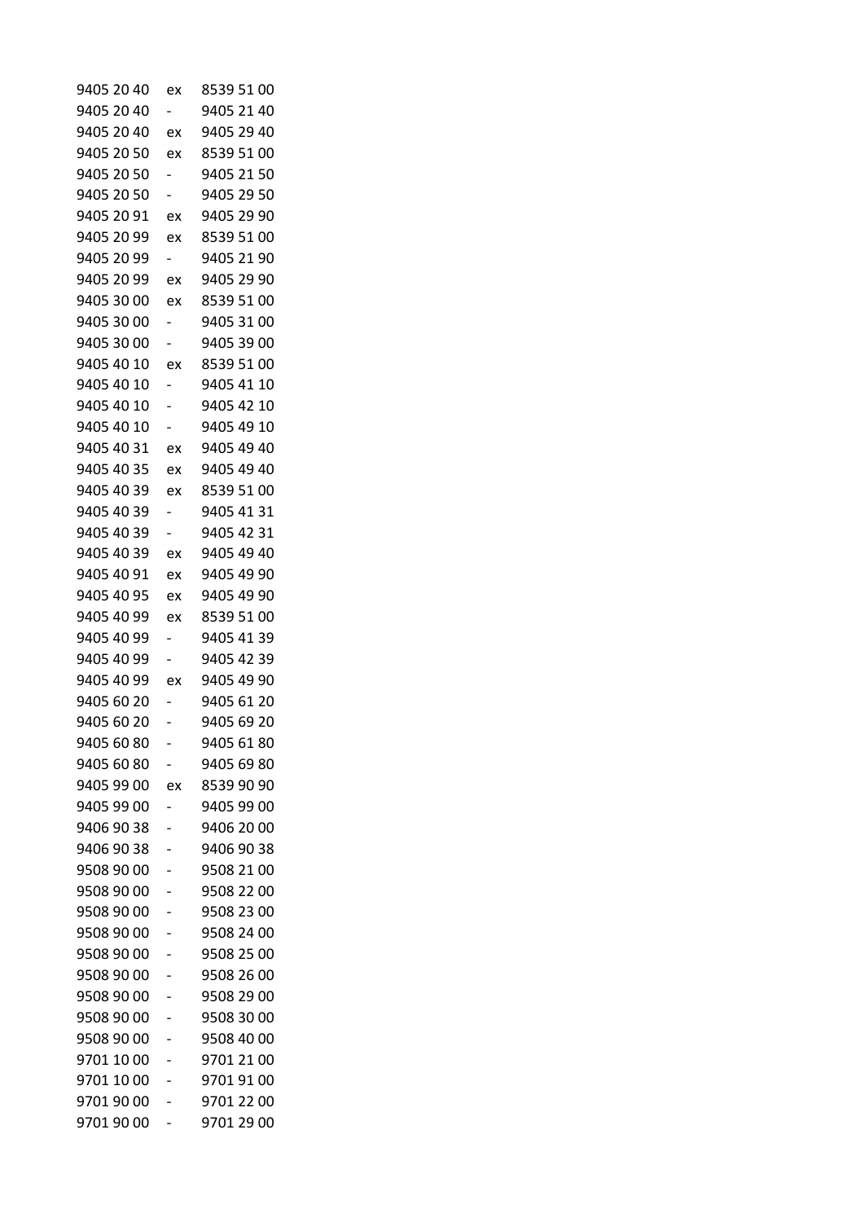| | | |
|---|---|---|
| 9405 20 40 | ex | 8539 51 00 |
| 9405 20 40 | - | 9405 21 40 |
| 9405 20 40 | ex | 9405 29 40 |
| 9405 20 50 | ex | 8539 51 00 |
| 9405 20 50 | - | 9405 21 50 |
| 9405 20 50 | - | 9405 29 50 |
| 9405 20 91 | ex | 9405 29 90 |
| 9405 20 99 | ex | 8539 51 00 |
| 9405 20 99 | - | 9405 21 90 |
| 9405 20 99 | ex | 9405 29 90 |
| 9405 30 00 | ex | 8539 51 00 |
| 9405 30 00 | - | 9405 31 00 |
| 9405 30 00 | - | 9405 39 00 |
| 9405 40 10 | ex | 8539 51 00 |
| 9405 40 10 | - | 9405 41 10 |
| 9405 40 10 | - | 9405 42 10 |
| 9405 40 10 | - | 9405 49 10 |
| 9405 40 31 | ex | 9405 49 40 |
| 9405 40 35 | ex | 9405 49 40 |
| 9405 40 39 | ex | 8539 51 00 |
| 9405 40 39 | - | 9405 41 31 |
| 9405 40 39 | - | 9405 42 31 |
| 9405 40 39 | ex | 9405 49 40 |
| 9405 40 91 | ex | 9405 49 90 |
| 9405 40 95 | ex | 9405 49 90 |
| 9405 40 99 | ex | 8539 51 00 |
| 9405 40 99 | - | 9405 41 39 |
| 9405 40 99 | - | 9405 42 39 |
| 9405 40 99 | ex | 9405 49 90 |
| 9405 60 20 | - | 9405 61 20 |
| 9405 60 20 | - | 9405 69 20 |
| 9405 60 80 | - | 9405 61 80 |
| 9405 60 80 | - | 9405 69 80 |
| 9405 99 00 | ex | 8539 90 90 |
| 9405 99 00 | - | 9405 99 00 |
| 9406 90 38 | - | 9406 20 00 |
| 9406 90 38 | - | 9406 90 38 |
| 9508 90 00 | - | 9508 21 00 |
| 9508 90 00 | - | 9508 22 00 |
| 9508 90 00 | - | 9508 23 00 |
| 9508 90 00 | - | 9508 24 00 |
| 9508 90 00 | - | 9508 25 00 |
| 9508 90 00 | - | 9508 26 00 |
| 9508 90 00 | - | 9508 29 00 |
| 9508 90 00 | - | 9508 30 00 |
| 9508 90 00 | - | 9508 40 00 |
| 9701 10 00 | - | 9701 21 00 |
| 9701 10 00 | - | 9701 91 00 |
| 9701 90 00 | - | 9701 22 00 |
| 9701 90 00 | - | 9701 29 00 |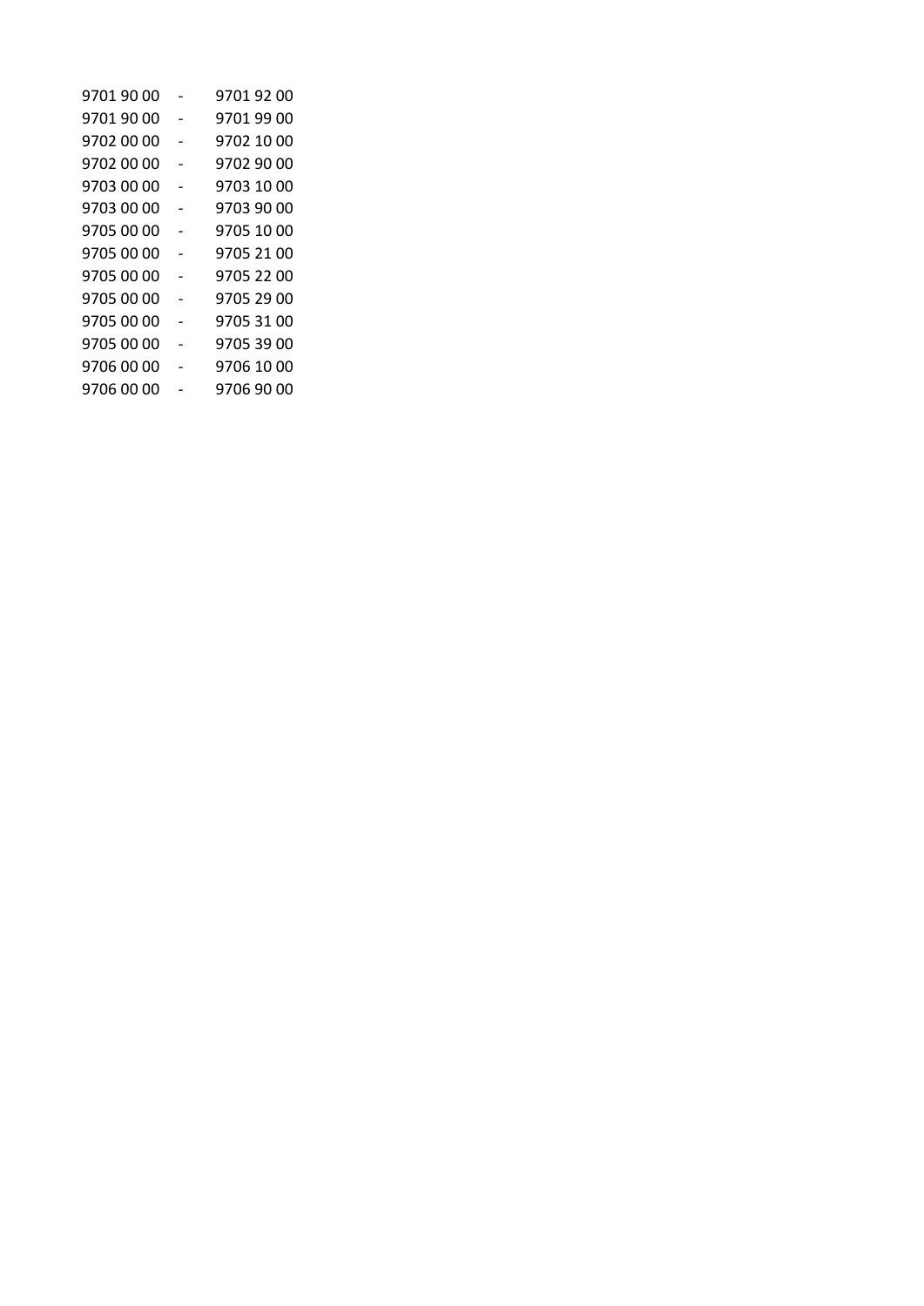| | | |
|---|---|---|
| 9701 90 00 | - | 9701 92 00 |
| 9701 90 00 | - | 9701 99 00 |
| 9702 00 00 | - | 9702 10 00 |
| 9702 00 00 | - | 9702 90 00 |
| 9703 00 00 | - | 9703 10 00 |
| 9703 00 00 | - | 9703 90 00 |
| 9705 00 00 | - | 9705 10 00 |
| 9705 00 00 | - | 9705 21 00 |
| 9705 00 00 | - | 9705 22 00 |
| 9705 00 00 | - | 9705 29 00 |
| 9705 00 00 | - | 9705 31 00 |
| 9705 00 00 | - | 9705 39 00 |
| 9706 00 00 | - | 9706 10 00 |
| 9706 00 00 | - | 9706 90 00 |